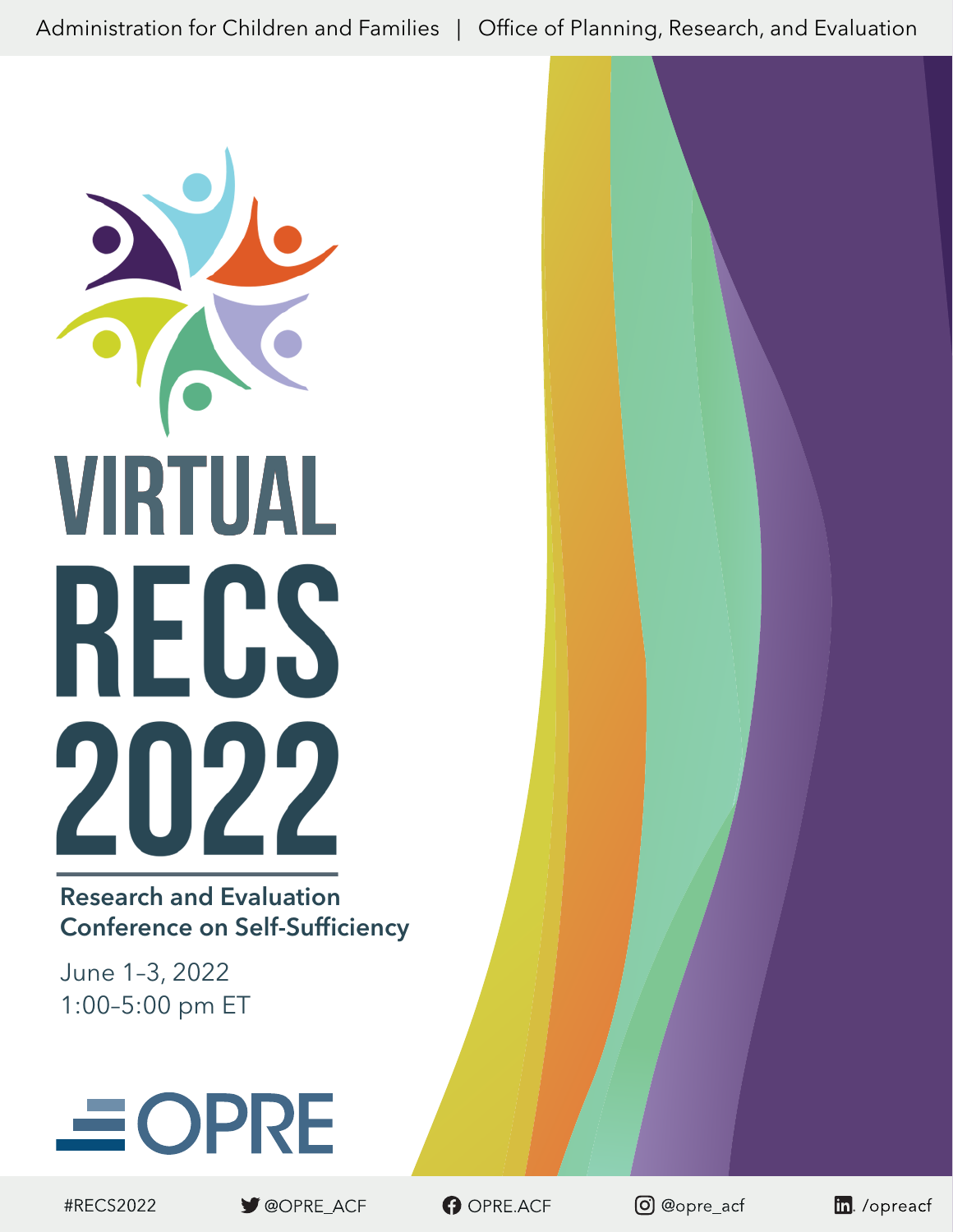Administration for Children and Families | Office of Planning, Research, and Evaluation

# VIRTUAL RECS 2022

## Research and Evaluation Conference on Self-Sufficiency

June 1–3, 2022
1:00–5:00 pm ET

OPRE

#RECS2022 @OPRE_ACF OPRE.ACF @opre_acf /opreacf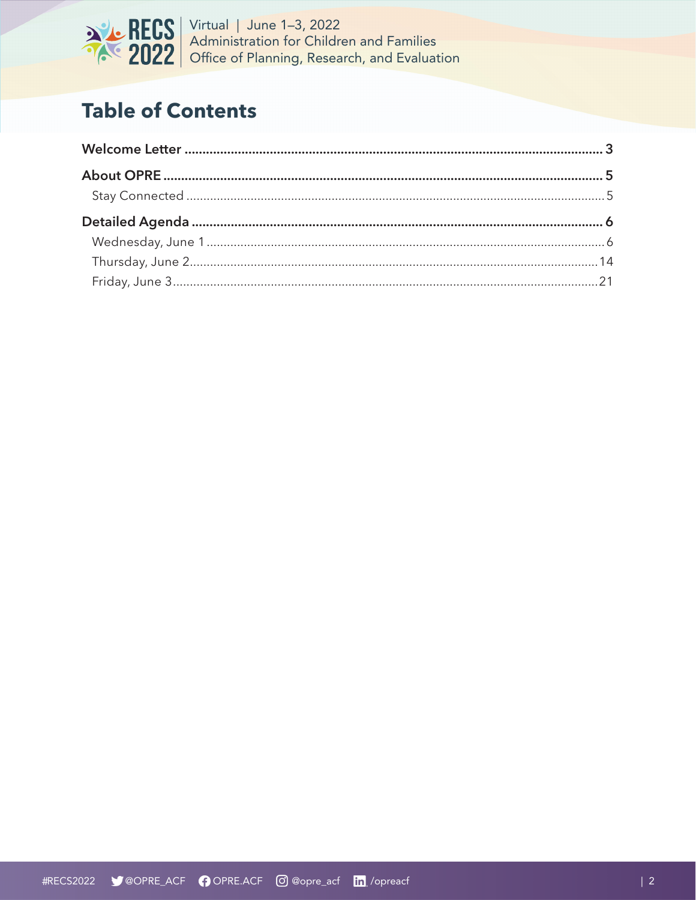# Table of Contents

**Welcome Letter** ..... 3

**About OPRE** ..... 5

Stay Connected ..... 5

**Detailed Agenda** ..... 6

Wednesday, June 1 ..... 6

Thursday, June 2 ..... 14

Friday, June 3 ..... 21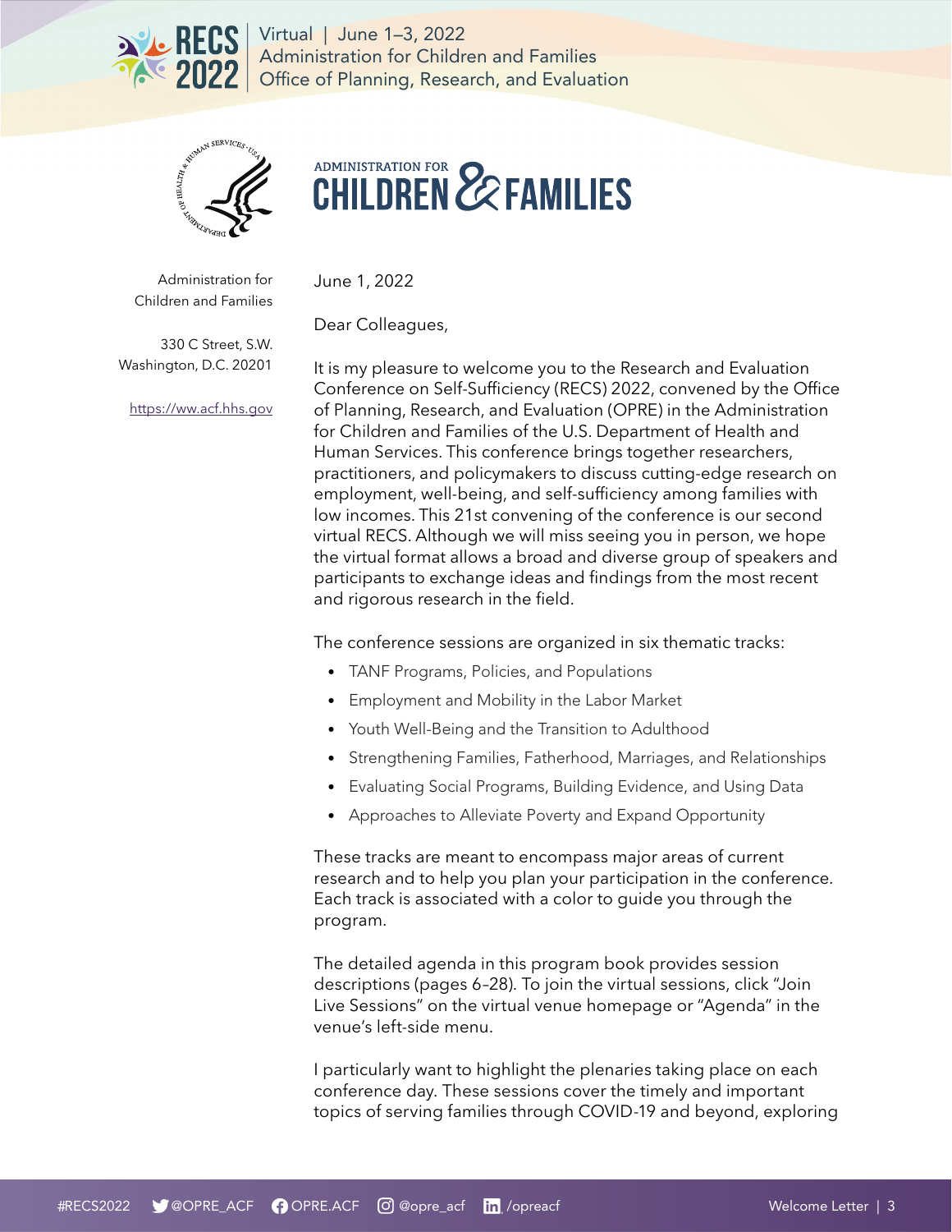ADMINISTRATION FOR CHILDREN & FAMILIES

Administration for Children and Families

330 C Street, S.W.
Washington, D.C. 20201

https://ww.acf.hhs.gov

June 1, 2022

Dear Colleagues,

It is my pleasure to welcome you to the Research and Evaluation Conference on Self-Sufficiency (RECS) 2022, convened by the Office of Planning, Research, and Evaluation (OPRE) in the Administration for Children and Families of the U.S. Department of Health and Human Services. This conference brings together researchers, practitioners, and policymakers to discuss cutting-edge research on employment, well-being, and self-sufficiency among families with low incomes. This 21st convening of the conference is our second virtual RECS. Although we will miss seeing you in person, we hope the virtual format allows a broad and diverse group of speakers and participants to exchange ideas and findings from the most recent and rigorous research in the field.

The conference sessions are organized in six thematic tracks:

- TANF Programs, Policies, and Populations
- Employment and Mobility in the Labor Market
- Youth Well-Being and the Transition to Adulthood
- Strengthening Families, Fatherhood, Marriages, and Relationships
- Evaluating Social Programs, Building Evidence, and Using Data
- Approaches to Alleviate Poverty and Expand Opportunity

These tracks are meant to encompass major areas of current research and to help you plan your participation in the conference. Each track is associated with a color to guide you through the program.

The detailed agenda in this program book provides session descriptions (pages 6–28). To join the virtual sessions, click "Join Live Sessions" on the virtual venue homepage or "Agenda" in the venue's left-side menu.

I particularly want to highlight the plenaries taking place on each conference day. These sessions cover the timely and important topics of serving families through COVID-19 and beyond, exploring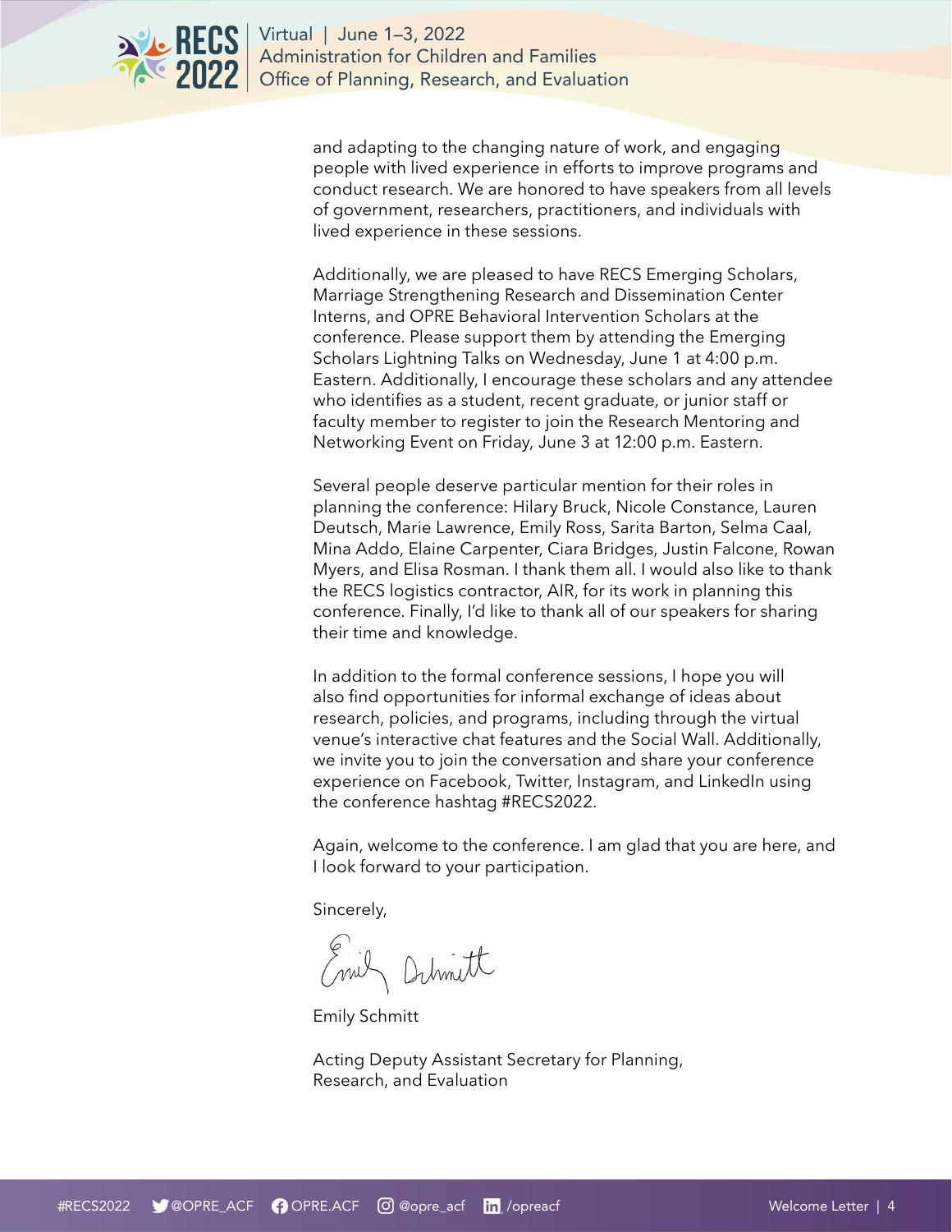and adapting to the changing nature of work, and engaging people with lived experience in efforts to improve programs and conduct research. We are honored to have speakers from all levels of government, researchers, practitioners, and individuals with lived experience in these sessions.

Additionally, we are pleased to have RECS Emerging Scholars, Marriage Strengthening Research and Dissemination Center Interns, and OPRE Behavioral Intervention Scholars at the conference. Please support them by attending the Emerging Scholars Lightning Talks on Wednesday, June 1 at 4:00 p.m. Eastern. Additionally, I encourage these scholars and any attendee who identifies as a student, recent graduate, or junior staff or faculty member to register to join the Research Mentoring and Networking Event on Friday, June 3 at 12:00 p.m. Eastern.

Several people deserve particular mention for their roles in planning the conference: Hilary Bruck, Nicole Constance, Lauren Deutsch, Marie Lawrence, Emily Ross, Sarita Barton, Selma Caal, Mina Addo, Elaine Carpenter, Ciara Bridges, Justin Falcone, Rowan Myers, and Elisa Rosman. I thank them all. I would also like to thank the RECS logistics contractor, AIR, for its work in planning this conference. Finally, I'd like to thank all of our speakers for sharing their time and knowledge.

In addition to the formal conference sessions, I hope you will also find opportunities for informal exchange of ideas about research, policies, and programs, including through the virtual venue's interactive chat features and the Social Wall. Additionally, we invite you to join the conversation and share your conference experience on Facebook, Twitter, Instagram, and LinkedIn using the conference hashtag #RECS2022.

Again, welcome to the conference. I am glad that you are here, and I look forward to your participation.

Sincerely,

Emily Schmitt

Acting Deputy Assistant Secretary for Planning, Research, and Evaluation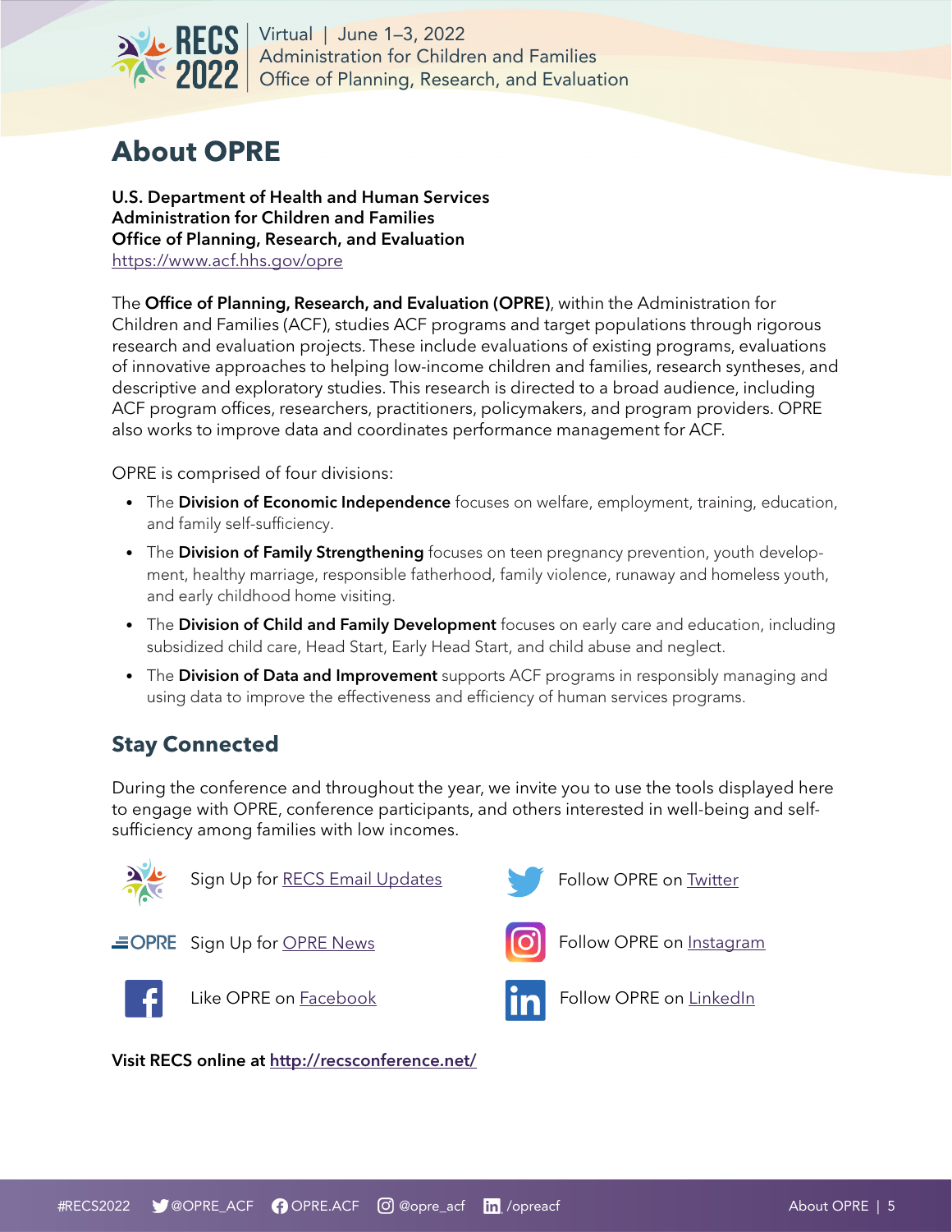# About OPRE

**U.S. Department of Health and Human Services**
**Administration for Children and Families**
**Office of Planning, Research, and Evaluation**
https://www.acf.hhs.gov/opre

The **Office of Planning, Research, and Evaluation (OPRE)**, within the Administration for Children and Families (ACF), studies ACF programs and target populations through rigorous research and evaluation projects. These include evaluations of existing programs, evaluations of innovative approaches to helping low-income children and families, research syntheses, and descriptive and exploratory studies. This research is directed to a broad audience, including ACF program offices, researchers, practitioners, policymakers, and program providers. OPRE also works to improve data and coordinates performance management for ACF.

OPRE is comprised of four divisions:

- The **Division of Economic Independence** focuses on welfare, employment, training, education, and family self-sufficiency.
- The **Division of Family Strengthening** focuses on teen pregnancy prevention, youth development, healthy marriage, responsible fatherhood, family violence, runaway and homeless youth, and early childhood home visiting.
- The **Division of Child and Family Development** focuses on early care and education, including subsidized child care, Head Start, Early Head Start, and child abuse and neglect.
- The **Division of Data and Improvement** supports ACF programs in responsibly managing and using data to improve the effectiveness and efficiency of human services programs.

## Stay Connected

During the conference and throughout the year, we invite you to use the tools displayed here to engage with OPRE, conference participants, and others interested in well-being and self-sufficiency among families with low incomes.

- Sign Up for RECS Email Updates
- Sign Up for OPRE News
- Like OPRE on Facebook
- Follow OPRE on Twitter
- Follow OPRE on Instagram
- Follow OPRE on LinkedIn

**Visit RECS online at http://recsconference.net/**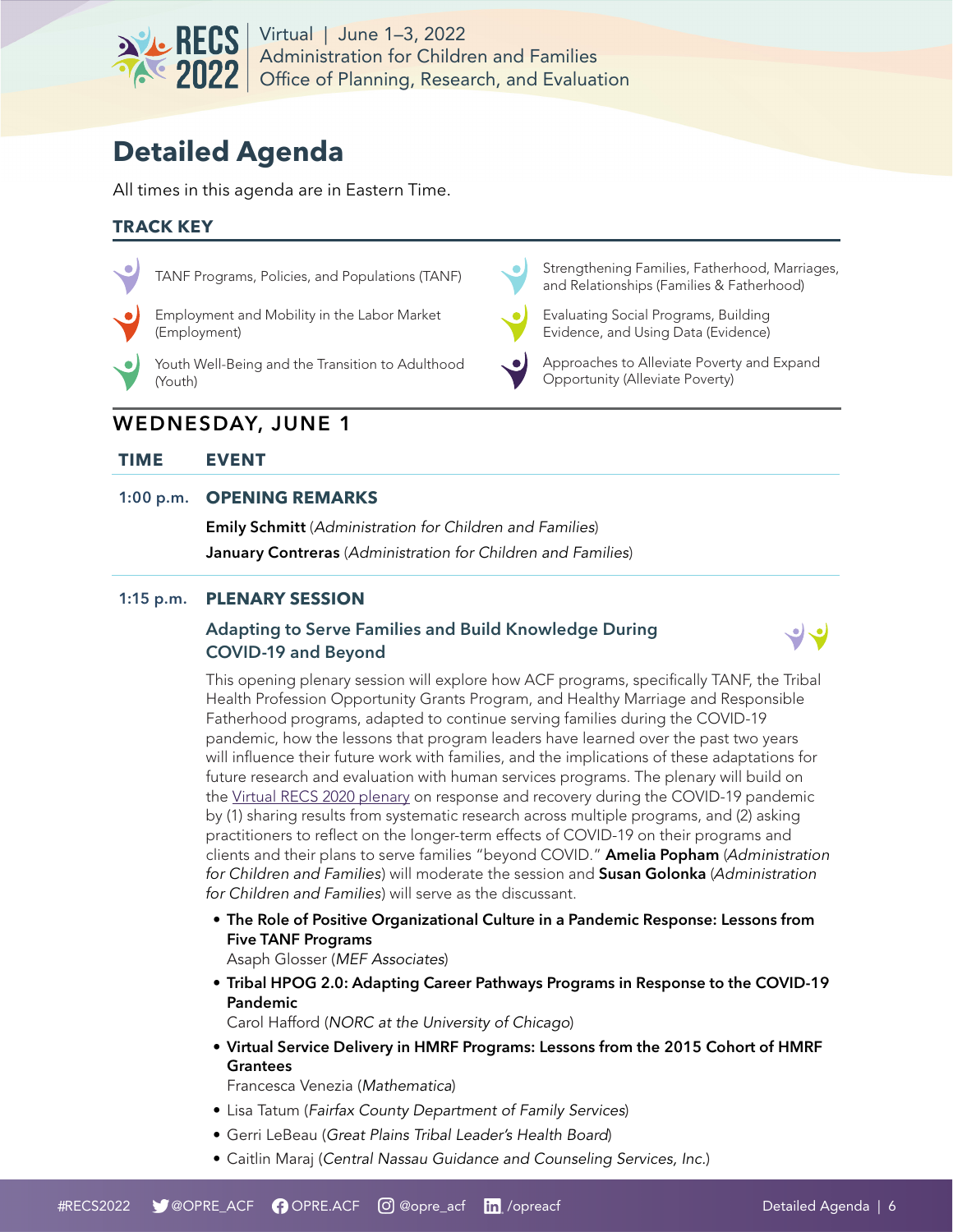# Detailed Agenda

All times in this agenda are in Eastern Time.

### TRACK KEY

- TANF Programs, Policies, and Populations (TANF)
- Employment and Mobility in the Labor Market (Employment)
- Youth Well-Being and the Transition to Adulthood (Youth)
- Strengthening Families, Fatherhood, Marriages, and Relationships (Families & Fatherhood)
- Evaluating Social Programs, Building Evidence, and Using Data (Evidence)
- Approaches to Alleviate Poverty and Expand Opportunity (Alleviate Poverty)

## WEDNESDAY, JUNE 1

| TIME | EVENT |
|---|---|

**1:00 p.m.** **OPENING REMARKS**

**Emily Schmitt** (*Administration for Children and Families*)

**January Contreras** (*Administration for Children and Families*)

**1:15 p.m.** **PLENARY SESSION**

### Adapting to Serve Families and Build Knowledge During COVID-19 and Beyond

This opening plenary session will explore how ACF programs, specifically TANF, the Tribal Health Profession Opportunity Grants Program, and Healthy Marriage and Responsible Fatherhood programs, adapted to continue serving families during the COVID-19 pandemic, how the lessons that program leaders have learned over the past two years will influence their future work with families, and the implications of these adaptations for future research and evaluation with human services programs. The plenary will build on the Virtual RECS 2020 plenary on response and recovery during the COVID-19 pandemic by (1) sharing results from systematic research across multiple programs, and (2) asking practitioners to reflect on the longer-term effects of COVID-19 on their programs and clients and their plans to serve families "beyond COVID." **Amelia Popham** (*Administration for Children and Families*) will moderate the session and **Susan Golonka** (*Administration for Children and Families*) will serve as the discussant.

- **The Role of Positive Organizational Culture in a Pandemic Response: Lessons from Five TANF Programs**
  Asaph Glosser (*MEF Associates*)
- **Tribal HPOG 2.0: Adapting Career Pathways Programs in Response to the COVID-19 Pandemic**
  Carol Hafford (*NORC at the University of Chicago*)
- **Virtual Service Delivery in HMRF Programs: Lessons from the 2015 Cohort of HMRF Grantees**
  Francesca Venezia (*Mathematica*)
- Lisa Tatum (*Fairfax County Department of Family Services*)
- Gerri LeBeau (*Great Plains Tribal Leader's Health Board*)
- Caitlin Maraj (*Central Nassau Guidance and Counseling Services, Inc.*)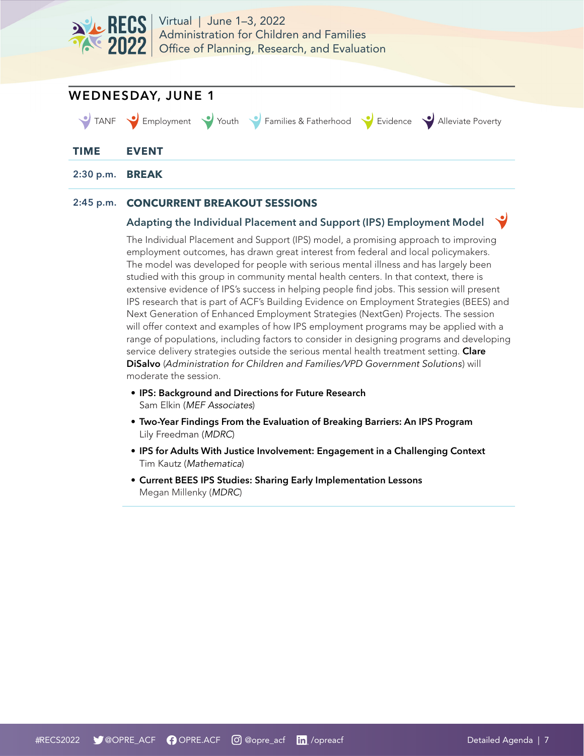## WEDNESDAY, JUNE 1

TANF | Employment | Youth | Families & Fatherhood | Evidence | Alleviate Poverty

| TIME | EVENT |
|---|---|
| 2:30 p.m. | **BREAK** |
| 2:45 p.m. | **CONCURRENT BREAKOUT SESSIONS** |

### Adapting the Individual Placement and Support (IPS) Employment Model

The Individual Placement and Support (IPS) model, a promising approach to improving employment outcomes, has drawn great interest from federal and local policymakers. The model was developed for people with serious mental illness and has largely been studied with this group in community mental health centers. In that context, there is extensive evidence of IPS's success in helping people find jobs. This session will present IPS research that is part of ACF's Building Evidence on Employment Strategies (BEES) and Next Generation of Enhanced Employment Strategies (NextGen) Projects. The session will offer context and examples of how IPS employment programs may be applied with a range of populations, including factors to consider in designing programs and developing service delivery strategies outside the serious mental health treatment setting. **Clare DiSalvo** (*Administration for Children and Families/VPD Government Solutions*) will moderate the session.

- **IPS: Background and Directions for Future Research**
  Sam Elkin (*MEF Associates*)
- **Two-Year Findings From the Evaluation of Breaking Barriers: An IPS Program**
  Lily Freedman (*MDRC*)
- **IPS for Adults With Justice Involvement: Engagement in a Challenging Context**
  Tim Kautz (*Mathematica*)
- **Current BEES IPS Studies: Sharing Early Implementation Lessons**
  Megan Millenky (*MDRC*)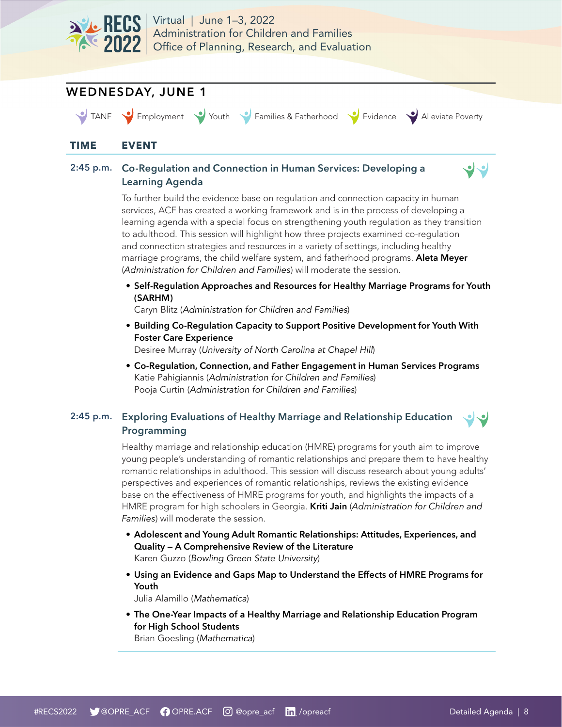## WEDNESDAY, JUNE 1

TANF | Employment | Youth | Families & Fatherhood | Evidence | Alleviate Poverty

| TIME | EVENT |
|---|---|

**2:45 p.m.** — **Co-Regulation and Connection in Human Services: Developing a Learning Agenda**

To further build the evidence base on regulation and connection capacity in human services, ACF has created a working framework and is in the process of developing a learning agenda with a special focus on strengthening youth regulation as they transition to adulthood. This session will highlight how three projects examined co-regulation and connection strategies and resources in a variety of settings, including healthy marriage programs, the child welfare system, and fatherhood programs. **Aleta Meyer** (*Administration for Children and Families*) will moderate the session.

- **Self-Regulation Approaches and Resources for Healthy Marriage Programs for Youth (SARHM)**
  Caryn Blitz (*Administration for Children and Families*)
- **Building Co-Regulation Capacity to Support Positive Development for Youth With Foster Care Experience**
  Desiree Murray (*University of North Carolina at Chapel Hill*)
- **Co-Regulation, Connection, and Father Engagement in Human Services Programs**
  Katie Pahigiannis (*Administration for Children and Families*)
  Pooja Curtin (*Administration for Children and Families*)

**2:45 p.m.** — **Exploring Evaluations of Healthy Marriage and Relationship Education Programming**

Healthy marriage and relationship education (HMRE) programs for youth aim to improve young people's understanding of romantic relationships and prepare them to have healthy romantic relationships in adulthood. This session will discuss research about young adults' perspectives and experiences of romantic relationships, reviews the existing evidence base on the effectiveness of HMRE programs for youth, and highlights the impacts of a HMRE program for high schoolers in Georgia. **Kriti Jain** (*Administration for Children and Families*) will moderate the session.

- **Adolescent and Young Adult Romantic Relationships: Attitudes, Experiences, and Quality – A Comprehensive Review of the Literature**
  Karen Guzzo (*Bowling Green State University*)
- **Using an Evidence and Gaps Map to Understand the Effects of HMRE Programs for Youth**
  Julia Alamillo (*Mathematica*)
- **The One-Year Impacts of a Healthy Marriage and Relationship Education Program for High School Students**
  Brian Goesling (*Mathematica*)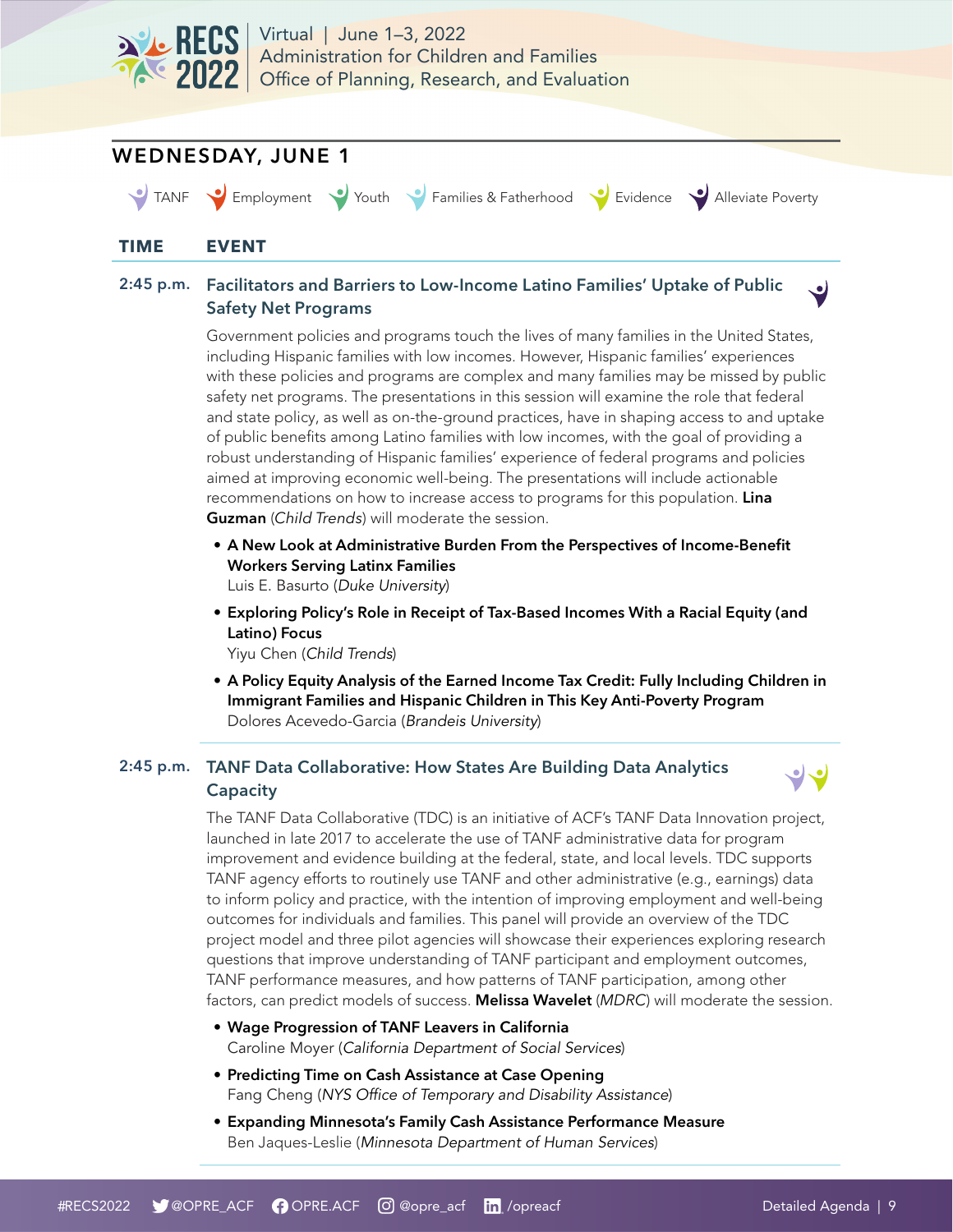## WEDNESDAY, JUNE 1

TANF | Employment | Youth | Families & Fatherhood | Evidence | Alleviate Poverty

| TIME | EVENT |
| --- | --- |

**2:45 p.m.**

### Facilitators and Barriers to Low-Income Latino Families' Uptake of Public Safety Net Programs

Government policies and programs touch the lives of many families in the United States, including Hispanic families with low incomes. However, Hispanic families' experiences with these policies and programs are complex and many families may be missed by public safety net programs. The presentations in this session will examine the role that federal and state policy, as well as on-the-ground practices, have in shaping access to and uptake of public benefits among Latino families with low incomes, with the goal of providing a robust understanding of Hispanic families' experience of federal programs and policies aimed at improving economic well-being. The presentations will include actionable recommendations on how to increase access to programs for this population. **Lina Guzman** (*Child Trends*) will moderate the session.

- **A New Look at Administrative Burden From the Perspectives of Income-Benefit Workers Serving Latinx Families**
  Luis E. Basurto (*Duke University*)
- **Exploring Policy's Role in Receipt of Tax-Based Incomes With a Racial Equity (and Latino) Focus**
  Yiyu Chen (*Child Trends*)
- **A Policy Equity Analysis of the Earned Income Tax Credit: Fully Including Children in Immigrant Families and Hispanic Children in This Key Anti-Poverty Program**
  Dolores Acevedo-Garcia (*Brandeis University*)

**2:45 p.m.**

### TANF Data Collaborative: How States Are Building Data Analytics Capacity

The TANF Data Collaborative (TDC) is an initiative of ACF's TANF Data Innovation project, launched in late 2017 to accelerate the use of TANF administrative data for program improvement and evidence building at the federal, state, and local levels. TDC supports TANF agency efforts to routinely use TANF and other administrative (e.g., earnings) data to inform policy and practice, with the intention of improving employment and well-being outcomes for individuals and families. This panel will provide an overview of the TDC project model and three pilot agencies will showcase their experiences exploring research questions that improve understanding of TANF participant and employment outcomes, TANF performance measures, and how patterns of TANF participation, among other factors, can predict models of success. **Melissa Wavelet** (*MDRC*) will moderate the session.

- **Wage Progression of TANF Leavers in California**
  Caroline Moyer (*California Department of Social Services*)
- **Predicting Time on Cash Assistance at Case Opening**
  Fang Cheng (*NYS Office of Temporary and Disability Assistance*)
- **Expanding Minnesota's Family Cash Assistance Performance Measure**
  Ben Jaques-Leslie (*Minnesota Department of Human Services*)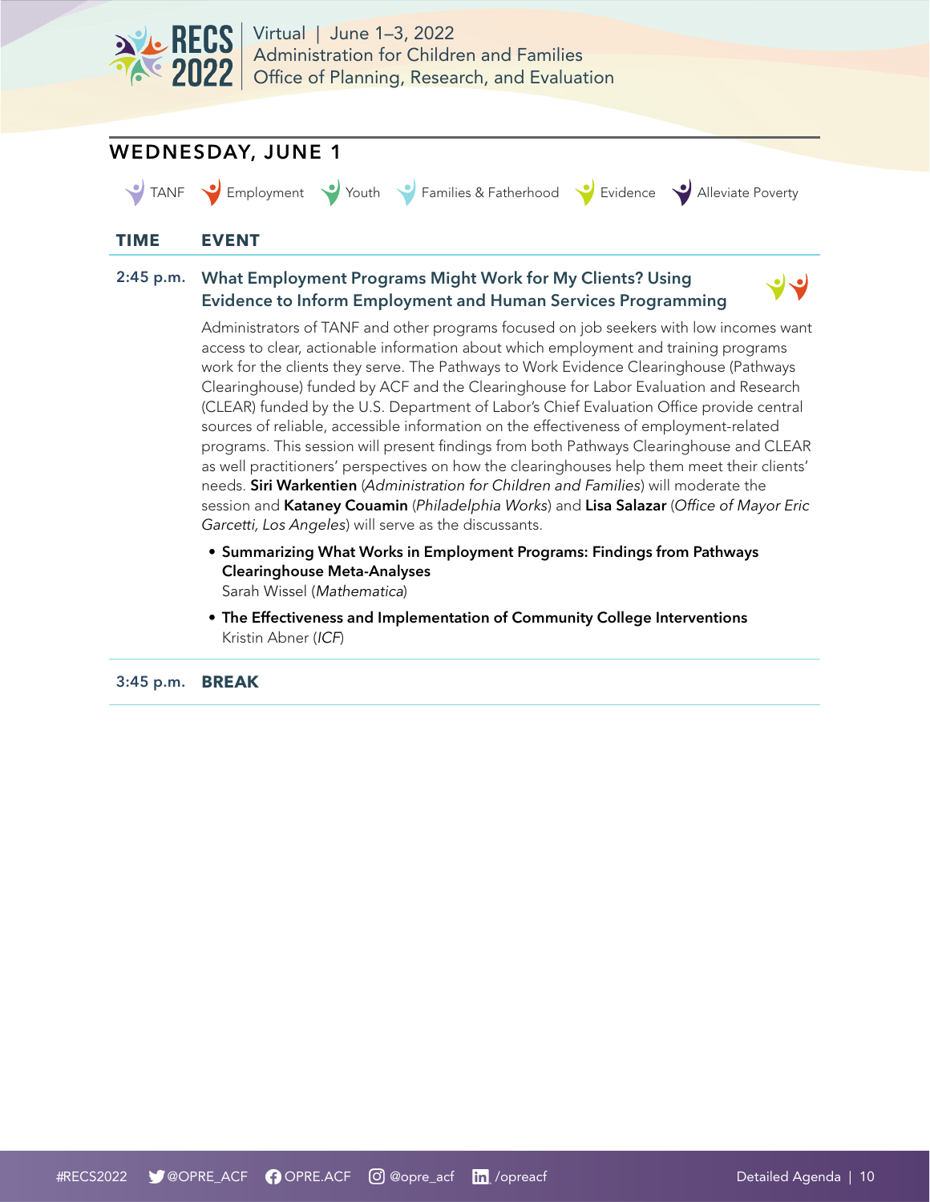## WEDNESDAY, JUNE 1

TANF | Employment | Youth | Families & Fatherhood | Evidence | Alleviate Poverty

| TIME | EVENT |
|---|---|
| 2:45 p.m. | **What Employment Programs Might Work for My Clients? Using Evidence to Inform Employment and Human Services Programming** |

Administrators of TANF and other programs focused on job seekers with low incomes want access to clear, actionable information about which employment and training programs work for the clients they serve. The Pathways to Work Evidence Clearinghouse (Pathways Clearinghouse) funded by ACF and the Clearinghouse for Labor Evaluation and Research (CLEAR) funded by the U.S. Department of Labor's Chief Evaluation Office provide central sources of reliable, accessible information on the effectiveness of employment-related programs. This session will present findings from both Pathways Clearinghouse and CLEAR as well practitioners' perspectives on how the clearinghouses help them meet their clients' needs. **Siri Warkentien** (*Administration for Children and Families*) will moderate the session and **Kataney Couamin** (*Philadelphia Works*) and **Lisa Salazar** (*Office of Mayor Eric Garcetti, Los Angeles*) will serve as the discussants.

- **Summarizing What Works in Employment Programs: Findings from Pathways Clearinghouse Meta-Analyses**
  Sarah Wissel (*Mathematica*)
- **The Effectiveness and Implementation of Community College Interventions**
  Kristin Abner (*ICF*)

| | |
|---|---|
| 3:45 p.m. | **BREAK** |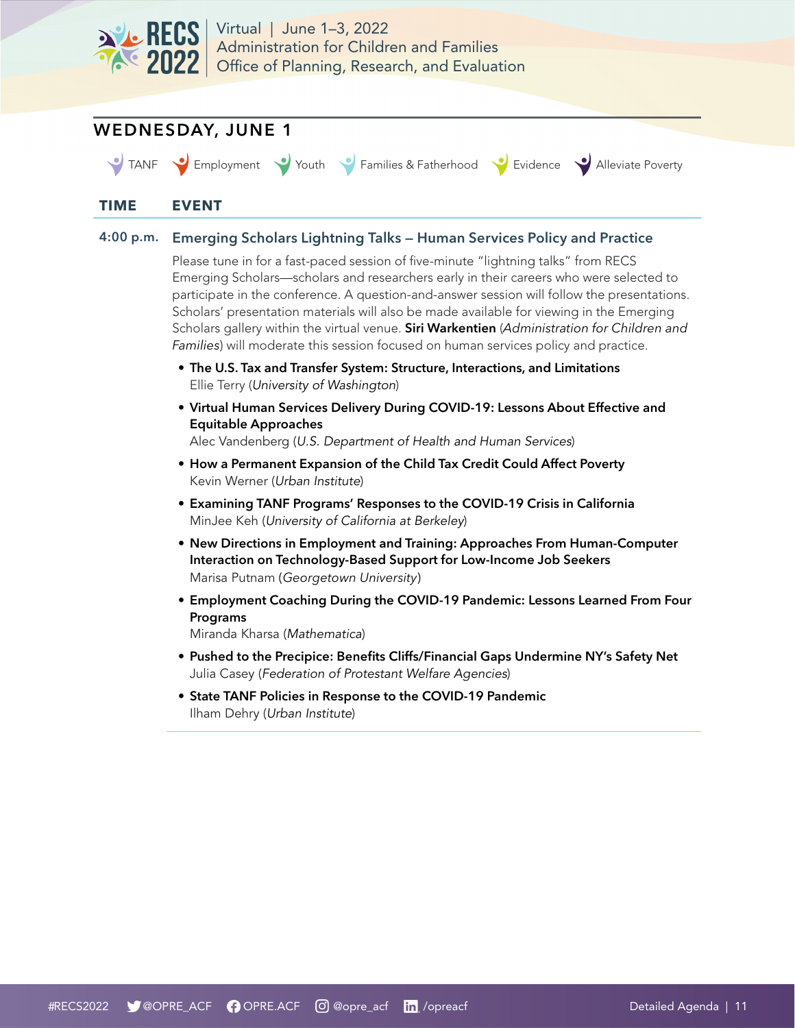## WEDNESDAY, JUNE 1

TANF | Employment | Youth | Families & Fatherhood | Evidence | Alleviate Poverty

| TIME | EVENT |
|---|---|

**4:00 p.m.** **Emerging Scholars Lightning Talks – Human Services Policy and Practice**

Please tune in for a fast-paced session of five-minute "lightning talks" from RECS Emerging Scholars—scholars and researchers early in their careers who were selected to participate in the conference. A question-and-answer session will follow the presentations. Scholars' presentation materials will also be made available for viewing in the Emerging Scholars gallery within the virtual venue. **Siri Warkentien** (*Administration for Children and Families*) will moderate this session focused on human services policy and practice.

- **The U.S. Tax and Transfer System: Structure, Interactions, and Limitations**
  Ellie Terry (*University of Washington*)
- **Virtual Human Services Delivery During COVID-19: Lessons About Effective and Equitable Approaches**
  Alec Vandenberg (*U.S. Department of Health and Human Services*)
- **How a Permanent Expansion of the Child Tax Credit Could Affect Poverty**
  Kevin Werner (*Urban Institute*)
- **Examining TANF Programs' Responses to the COVID-19 Crisis in California**
  MinJee Keh (*University of California at Berkeley*)
- **New Directions in Employment and Training: Approaches From Human-Computer Interaction on Technology-Based Support for Low-Income Job Seekers**
  Marisa Putnam (*Georgetown University*)
- **Employment Coaching During the COVID-19 Pandemic: Lessons Learned From Four Programs**
  Miranda Kharsa (*Mathematica*)
- **Pushed to the Precipice: Benefits Cliffs/Financial Gaps Undermine NY's Safety Net**
  Julia Casey (*Federation of Protestant Welfare Agencies*)
- **State TANF Policies in Response to the COVID-19 Pandemic**
  Ilham Dehry (*Urban Institute*)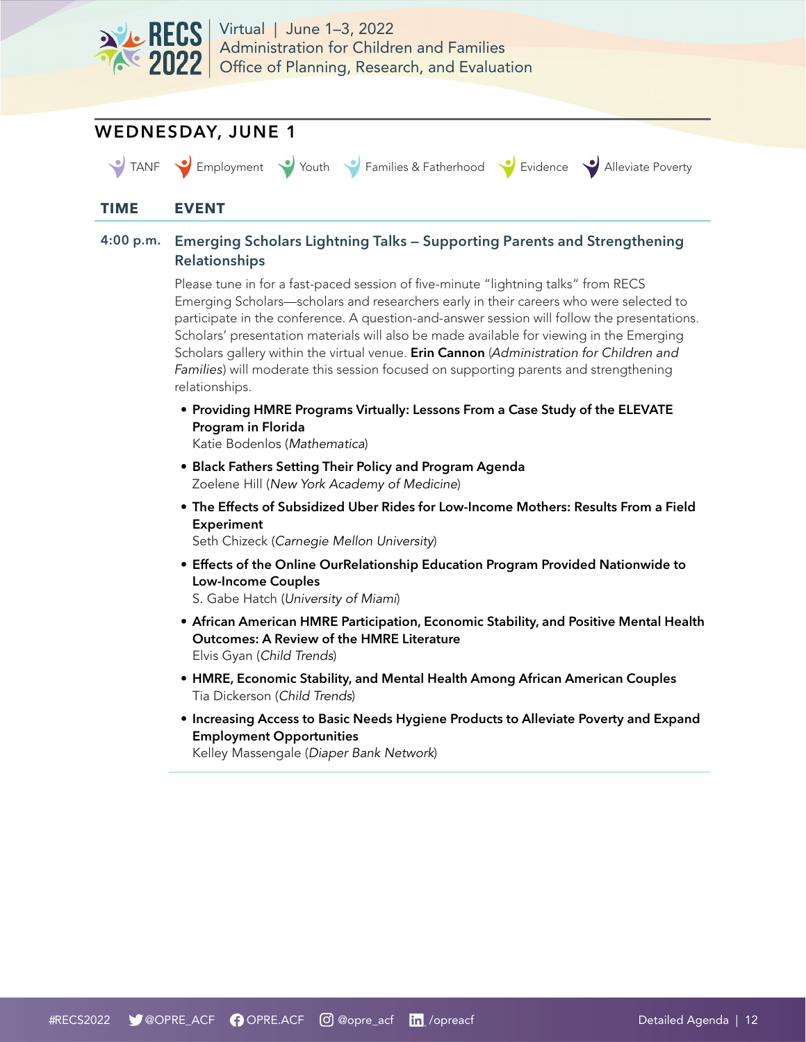## WEDNESDAY, JUNE 1

TANF | Employment | Youth | Families & Fatherhood | Evidence | Alleviate Poverty

| TIME | EVENT |
|---|---|

**4:00 p.m.** **Emerging Scholars Lightning Talks – Supporting Parents and Strengthening Relationships**

Please tune in for a fast-paced session of five-minute "lightning talks" from RECS Emerging Scholars—scholars and researchers early in their careers who were selected to participate in the conference. A question-and-answer session will follow the presentations. Scholars' presentation materials will also be made available for viewing in the Emerging Scholars gallery within the virtual venue. **Erin Cannon** (*Administration for Children and Families*) will moderate this session focused on supporting parents and strengthening relationships.

- **Providing HMRE Programs Virtually: Lessons From a Case Study of the ELEVATE Program in Florida**
  Katie Bodenlos (*Mathematica*)
- **Black Fathers Setting Their Policy and Program Agenda**
  Zoelene Hill (*New York Academy of Medicine*)
- **The Effects of Subsidized Uber Rides for Low-Income Mothers: Results From a Field Experiment**
  Seth Chizeck (*Carnegie Mellon University*)
- **Effects of the Online OurRelationship Education Program Provided Nationwide to Low-Income Couples**
  S. Gabe Hatch (*University of Miami*)
- **African American HMRE Participation, Economic Stability, and Positive Mental Health Outcomes: A Review of the HMRE Literature**
  Elvis Gyan (*Child Trends*)
- **HMRE, Economic Stability, and Mental Health Among African American Couples**
  Tia Dickerson (*Child Trends*)
- **Increasing Access to Basic Needs Hygiene Products to Alleviate Poverty and Expand Employment Opportunities**
  Kelley Massengale (*Diaper Bank Network*)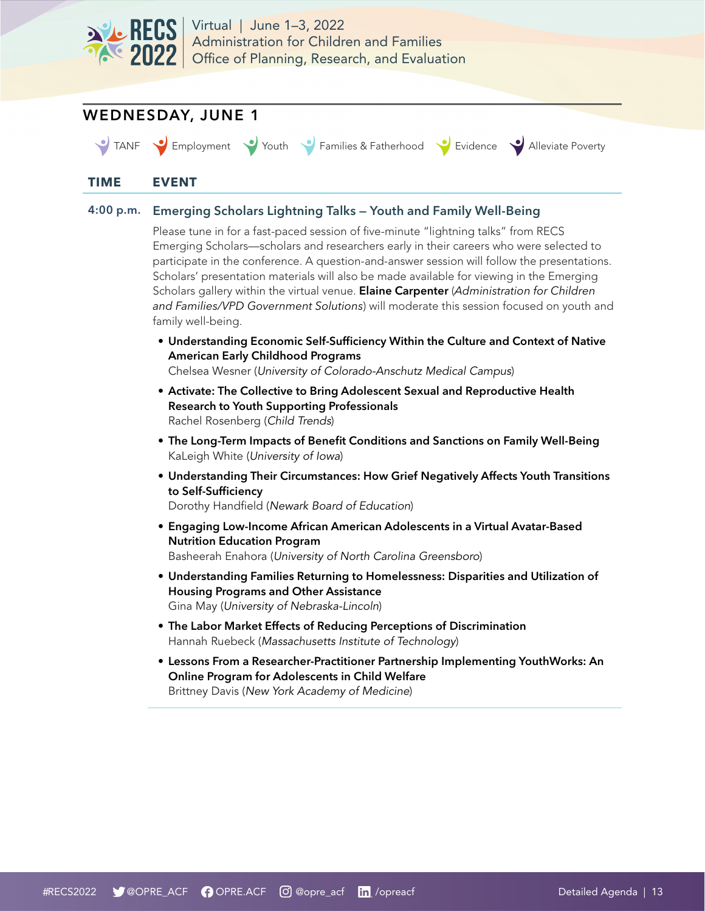## WEDNESDAY, JUNE 1

TANF | Employment | Youth | Families & Fatherhood | Evidence | Alleviate Poverty

| TIME | EVENT |
|---|---|
| 4:00 p.m. | **Emerging Scholars Lightning Talks – Youth and Family Well-Being** |

Please tune in for a fast-paced session of five-minute "lightning talks" from RECS Emerging Scholars—scholars and researchers early in their careers who were selected to participate in the conference. A question-and-answer session will follow the presentations. Scholars' presentation materials will also be made available for viewing in the Emerging Scholars gallery within the virtual venue. **Elaine Carpenter** (*Administration for Children and Families/VPD Government Solutions*) will moderate this session focused on youth and family well-being.

- **Understanding Economic Self-Sufficiency Within the Culture and Context of Native American Early Childhood Programs**
  Chelsea Wesner (*University of Colorado-Anschutz Medical Campus*)
- **Activate: The Collective to Bring Adolescent Sexual and Reproductive Health Research to Youth Supporting Professionals**
  Rachel Rosenberg (*Child Trends*)
- **The Long-Term Impacts of Benefit Conditions and Sanctions on Family Well-Being**
  KaLeigh White (*University of Iowa*)
- **Understanding Their Circumstances: How Grief Negatively Affects Youth Transitions to Self-Sufficiency**
  Dorothy Handfield (*Newark Board of Education*)
- **Engaging Low-Income African American Adolescents in a Virtual Avatar-Based Nutrition Education Program**
  Basheerah Enahora (*University of North Carolina Greensboro*)
- **Understanding Families Returning to Homelessness: Disparities and Utilization of Housing Programs and Other Assistance**
  Gina May (*University of Nebraska-Lincoln*)
- **The Labor Market Effects of Reducing Perceptions of Discrimination**
  Hannah Ruebeck (*Massachusetts Institute of Technology*)
- **Lessons From a Researcher-Practitioner Partnership Implementing YouthWorks: An Online Program for Adolescents in Child Welfare**
  Brittney Davis (*New York Academy of Medicine*)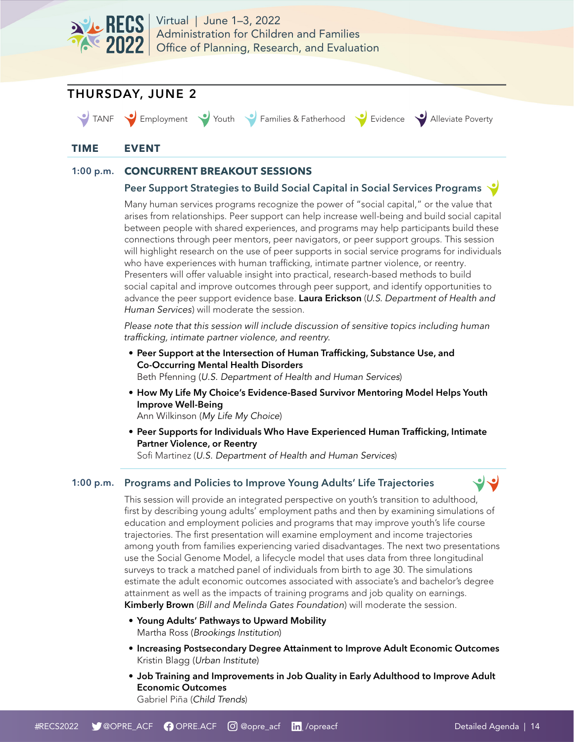## THURSDAY, JUNE 2

TANF | Employment | Youth | Families & Fatherhood | Evidence | Alleviate Poverty

| TIME | EVENT |
|---|---|

**1:00 p.m.** **CONCURRENT BREAKOUT SESSIONS**

### Peer Support Strategies to Build Social Capital in Social Services Programs

Many human services programs recognize the power of "social capital," or the value that arises from relationships. Peer support can help increase well-being and build social capital between people with shared experiences, and programs may help participants build these connections through peer mentors, peer navigators, or peer support groups. This session will highlight research on the use of peer supports in social service programs for individuals who have experiences with human trafficking, intimate partner violence, or reentry. Presenters will offer valuable insight into practical, research-based methods to build social capital and improve outcomes through peer support, and identify opportunities to advance the peer support evidence base. **Laura Erickson** (*U.S. Department of Health and Human Services*) will moderate the session.

*Please note that this session will include discussion of sensitive topics including human trafficking, intimate partner violence, and reentry.*

- **Peer Support at the Intersection of Human Trafficking, Substance Use, and Co-Occurring Mental Health Disorders**
  Beth Pfenning (*U.S. Department of Health and Human Services*)
- **How My Life My Choice's Evidence-Based Survivor Mentoring Model Helps Youth Improve Well-Being**
  Ann Wilkinson (*My Life My Choice*)
- **Peer Supports for Individuals Who Have Experienced Human Trafficking, Intimate Partner Violence, or Reentry**
  Sofi Martinez (*U.S. Department of Health and Human Services*)

**1:00 p.m.**

### Programs and Policies to Improve Young Adults' Life Trajectories

This session will provide an integrated perspective on youth's transition to adulthood, first by describing young adults' employment paths and then by examining simulations of education and employment policies and programs that may improve youth's life course trajectories. The first presentation will examine employment and income trajectories among youth from families experiencing varied disadvantages. The next two presentations use the Social Genome Model, a lifecycle model that uses data from three longitudinal surveys to track a matched panel of individuals from birth to age 30. The simulations estimate the adult economic outcomes associated with associate's and bachelor's degree attainment as well as the impacts of training programs and job quality on earnings. **Kimberly Brown** (*Bill and Melinda Gates Foundation*) will moderate the session.

- **Young Adults' Pathways to Upward Mobility**
  Martha Ross (*Brookings Institution*)
- **Increasing Postsecondary Degree Attainment to Improve Adult Economic Outcomes**
  Kristin Blagg (*Urban Institute*)
- **Job Training and Improvements in Job Quality in Early Adulthood to Improve Adult Economic Outcomes**
  Gabriel Piña (*Child Trends*)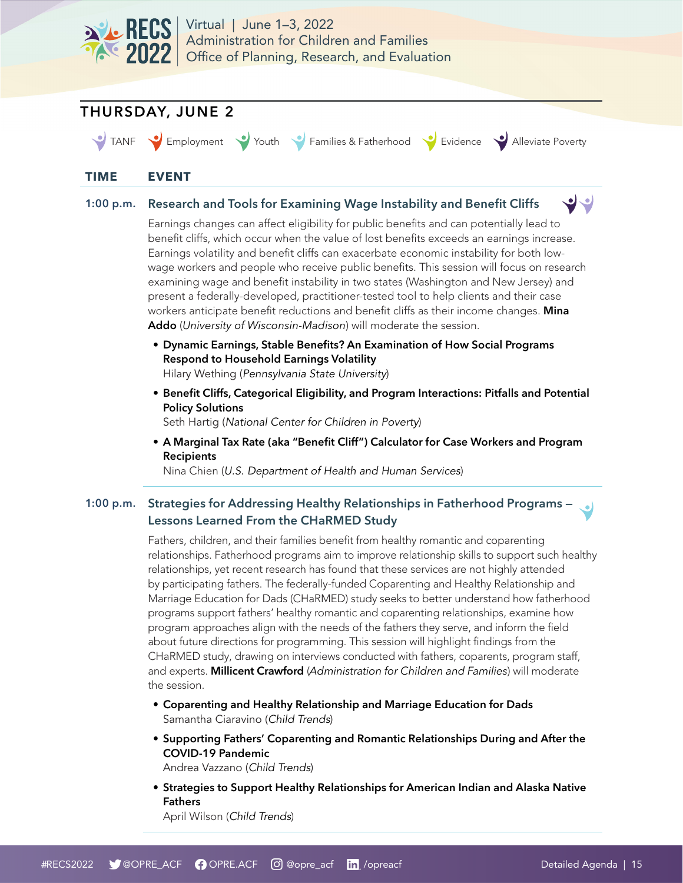## THURSDAY, JUNE 2

TANF | Employment | Youth | Families & Fatherhood | Evidence | Alleviate Poverty

| TIME | EVENT |
|---|---|

### 1:00 p.m. Research and Tools for Examining Wage Instability and Benefit Cliffs

Earnings changes can affect eligibility for public benefits and can potentially lead to benefit cliffs, which occur when the value of lost benefits exceeds an earnings increase. Earnings volatility and benefit cliffs can exacerbate economic instability for both low-wage workers and people who receive public benefits. This session will focus on research examining wage and benefit instability in two states (Washington and New Jersey) and present a federally-developed, practitioner-tested tool to help clients and their case workers anticipate benefit reductions and benefit cliffs as their income changes. **Mina Addo** (*University of Wisconsin-Madison*) will moderate the session.

- **Dynamic Earnings, Stable Benefits? An Examination of How Social Programs Respond to Household Earnings Volatility**
  Hilary Wething (*Pennsylvania State University*)
- **Benefit Cliffs, Categorical Eligibility, and Program Interactions: Pitfalls and Potential Policy Solutions**
  Seth Hartig (*National Center for Children in Poverty*)
- **A Marginal Tax Rate (aka "Benefit Cliff") Calculator for Case Workers and Program Recipients**
  Nina Chien (*U.S. Department of Health and Human Services*)

### 1:00 p.m. Strategies for Addressing Healthy Relationships in Fatherhood Programs – Lessons Learned From the CHaRMED Study

Fathers, children, and their families benefit from healthy romantic and coparenting relationships. Fatherhood programs aim to improve relationship skills to support such healthy relationships, yet recent research has found that these services are not highly attended by participating fathers. The federally-funded Coparenting and Healthy Relationship and Marriage Education for Dads (CHaRMED) study seeks to better understand how fatherhood programs support fathers' healthy romantic and coparenting relationships, examine how program approaches align with the needs of the fathers they serve, and inform the field about future directions for programming. This session will highlight findings from the CHaRMED study, drawing on interviews conducted with fathers, coparents, program staff, and experts. **Millicent Crawford** (*Administration for Children and Families*) will moderate the session.

- **Coparenting and Healthy Relationship and Marriage Education for Dads**
  Samantha Ciaravino (*Child Trends*)
- **Supporting Fathers' Coparenting and Romantic Relationships During and After the COVID-19 Pandemic**
  Andrea Vazzano (*Child Trends*)
- **Strategies to Support Healthy Relationships for American Indian and Alaska Native Fathers**
  April Wilson (*Child Trends*)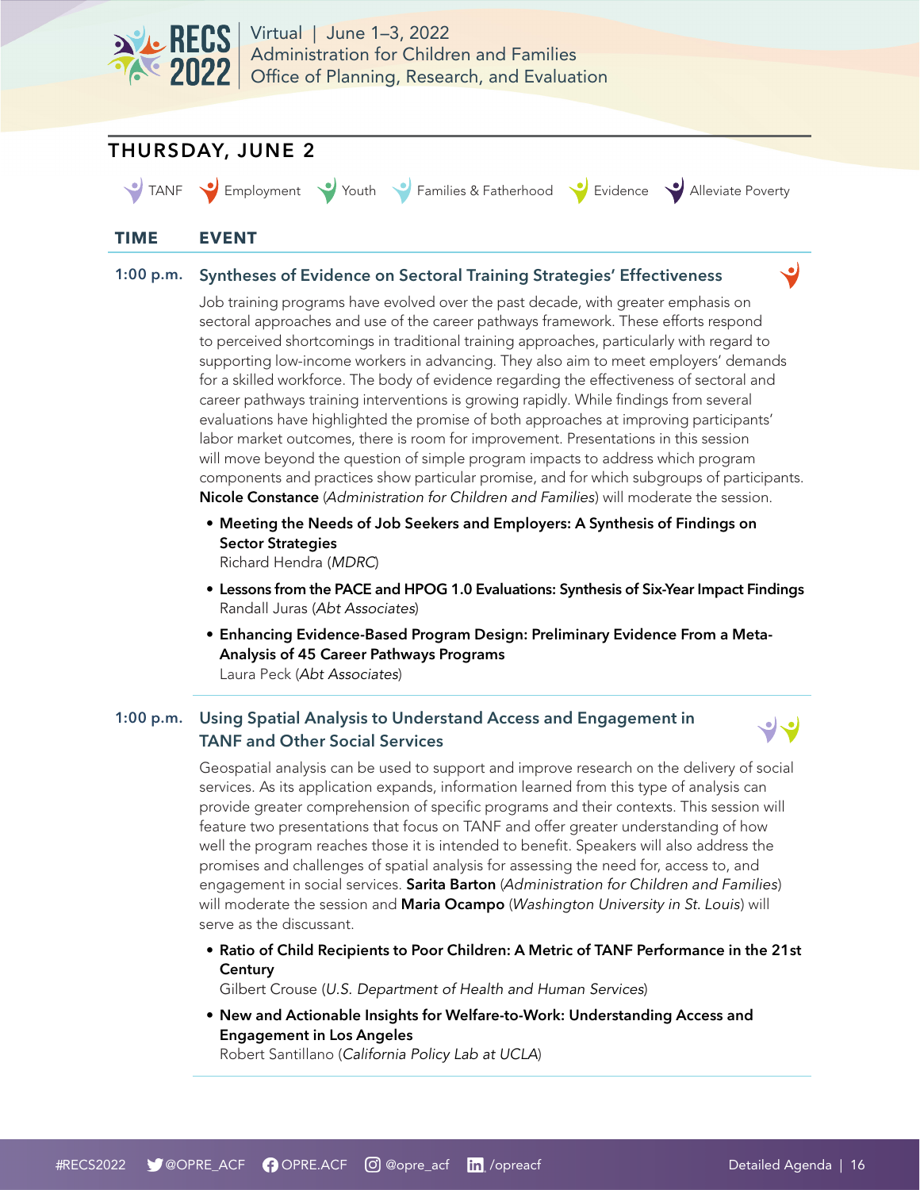## THURSDAY, JUNE 2

TANF | Employment | Youth | Families & Fatherhood | Evidence | Alleviate Poverty

| TIME | EVENT |
|---|---|

**1:00 p.m.** 

### Syntheses of Evidence on Sectoral Training Strategies' Effectiveness

Job training programs have evolved over the past decade, with greater emphasis on sectoral approaches and use of the career pathways framework. These efforts respond to perceived shortcomings in traditional training approaches, particularly with regard to supporting low-income workers in advancing. They also aim to meet employers' demands for a skilled workforce. The body of evidence regarding the effectiveness of sectoral and career pathways training interventions is growing rapidly. While findings from several evaluations have highlighted the promise of both approaches at improving participants' labor market outcomes, there is room for improvement. Presentations in this session will move beyond the question of simple program impacts to address which program components and practices show particular promise, and for which subgroups of participants. **Nicole Constance** (*Administration for Children and Families*) will moderate the session.

- **Meeting the Needs of Job Seekers and Employers: A Synthesis of Findings on Sector Strategies**
  Richard Hendra (*MDRC*)
- **Lessons from the PACE and HPOG 1.0 Evaluations: Synthesis of Six-Year Impact Findings**
  Randall Juras (*Abt Associates*)
- **Enhancing Evidence-Based Program Design: Preliminary Evidence From a Meta-Analysis of 45 Career Pathways Programs**
  Laura Peck (*Abt Associates*)

**1:00 p.m.**

### Using Spatial Analysis to Understand Access and Engagement in TANF and Other Social Services

Geospatial analysis can be used to support and improve research on the delivery of social services. As its application expands, information learned from this type of analysis can provide greater comprehension of specific programs and their contexts. This session will feature two presentations that focus on TANF and offer greater understanding of how well the program reaches those it is intended to benefit. Speakers will also address the promises and challenges of spatial analysis for assessing the need for, access to, and engagement in social services. **Sarita Barton** (*Administration for Children and Families*) will moderate the session and **Maria Ocampo** (*Washington University in St. Louis*) will serve as the discussant.

- **Ratio of Child Recipients to Poor Children: A Metric of TANF Performance in the 21st Century**
  Gilbert Crouse (*U.S. Department of Health and Human Services*)
- **New and Actionable Insights for Welfare-to-Work: Understanding Access and Engagement in Los Angeles**
  Robert Santillano (*California Policy Lab at UCLA*)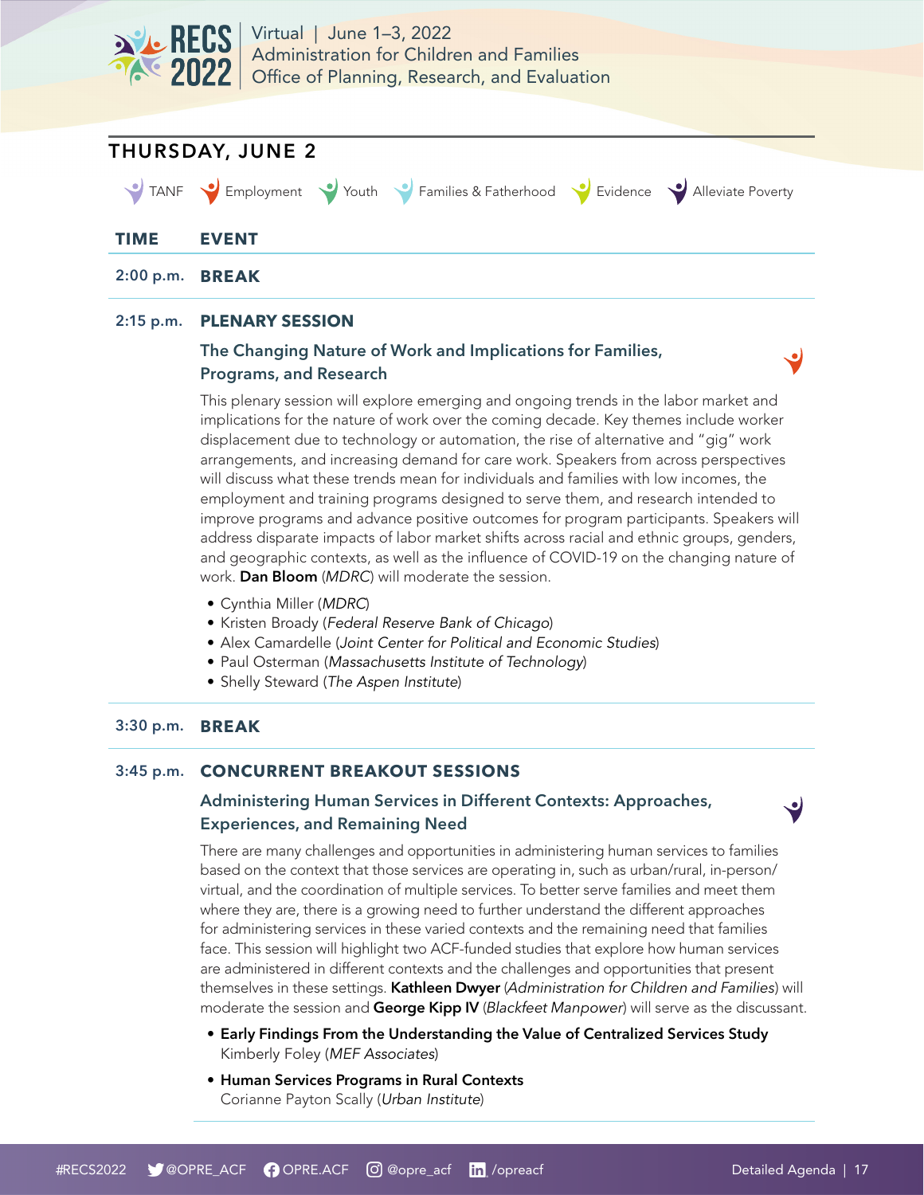## THURSDAY, JUNE 2

TANF | Employment | Youth | Families & Fatherhood | Evidence | Alleviate Poverty

| TIME | EVENT |
|---|---|
| 2:00 p.m. | **BREAK** |

**2:15 p.m. PLENARY SESSION**

### The Changing Nature of Work and Implications for Families, Programs, and Research

This plenary session will explore emerging and ongoing trends in the labor market and implications for the nature of work over the coming decade. Key themes include worker displacement due to technology or automation, the rise of alternative and "gig" work arrangements, and increasing demand for care work. Speakers from across perspectives will discuss what these trends mean for individuals and families with low incomes, the employment and training programs designed to serve them, and research intended to improve programs and advance positive outcomes for program participants. Speakers will address disparate impacts of labor market shifts across racial and ethnic groups, genders, and geographic contexts, as well as the influence of COVID-19 on the changing nature of work. **Dan Bloom** (*MDRC*) will moderate the session.

- Cynthia Miller (*MDRC*)
- Kristen Broady (*Federal Reserve Bank of Chicago*)
- Alex Camardelle (*Joint Center for Political and Economic Studies*)
- Paul Osterman (*Massachusetts Institute of Technology*)
- Shelly Steward (*The Aspen Institute*)

**3:30 p.m. BREAK**

**3:45 p.m. CONCURRENT BREAKOUT SESSIONS**

### Administering Human Services in Different Contexts: Approaches, Experiences, and Remaining Need

There are many challenges and opportunities in administering human services to families based on the context that those services are operating in, such as urban/rural, in-person/virtual, and the coordination of multiple services. To better serve families and meet them where they are, there is a growing need to further understand the different approaches for administering services in these varied contexts and the remaining need that families face. This session will highlight two ACF-funded studies that explore how human services are administered in different contexts and the challenges and opportunities that present themselves in these settings. **Kathleen Dwyer** (*Administration for Children and Families*) will moderate the session and **George Kipp IV** (*Blackfeet Manpower*) will serve as the discussant.

- **Early Findings From the Understanding the Value of Centralized Services Study**
  Kimberly Foley (*MEF Associates*)
- **Human Services Programs in Rural Contexts**
  Corianne Payton Scally (*Urban Institute*)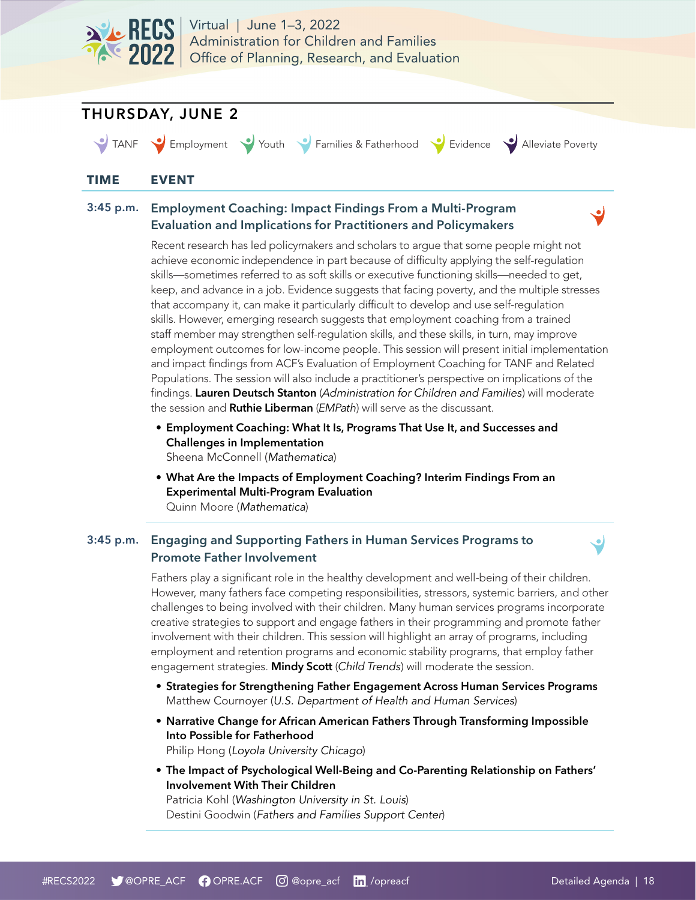## THURSDAY, JUNE 2

TANF | Employment | Youth | Families & Fatherhood | Evidence | Alleviate Poverty

| TIME | EVENT |
|---|---|

**3:45 p.m.**

### Employment Coaching: Impact Findings From a Multi-Program Evaluation and Implications for Practitioners and Policymakers

Recent research has led policymakers and scholars to argue that some people might not achieve economic independence in part because of difficulty applying the self-regulation skills—sometimes referred to as soft skills or executive functioning skills—needed to get, keep, and advance in a job. Evidence suggests that facing poverty, and the multiple stresses that accompany it, can make it particularly difficult to develop and use self-regulation skills. However, emerging research suggests that employment coaching from a trained staff member may strengthen self-regulation skills, and these skills, in turn, may improve employment outcomes for low-income people. This session will present initial implementation and impact findings from ACF's Evaluation of Employment Coaching for TANF and Related Populations. The session will also include a practitioner's perspective on implications of the findings. **Lauren Deutsch Stanton** (*Administration for Children and Families*) will moderate the session and **Ruthie Liberman** (*EMPath*) will serve as the discussant.

- **Employment Coaching: What It Is, Programs That Use It, and Successes and Challenges in Implementation**
  Sheena McConnell (*Mathematica*)
- **What Are the Impacts of Employment Coaching? Interim Findings From an Experimental Multi-Program Evaluation**
  Quinn Moore (*Mathematica*)

**3:45 p.m.**

### Engaging and Supporting Fathers in Human Services Programs to Promote Father Involvement

Fathers play a significant role in the healthy development and well-being of their children. However, many fathers face competing responsibilities, stressors, systemic barriers, and other challenges to being involved with their children. Many human services programs incorporate creative strategies to support and engage fathers in their programming and promote father involvement with their children. This session will highlight an array of programs, including employment and retention programs and economic stability programs, that employ father engagement strategies. **Mindy Scott** (*Child Trends*) will moderate the session.

- **Strategies for Strengthening Father Engagement Across Human Services Programs**
  Matthew Cournoyer (*U.S. Department of Health and Human Services*)
- **Narrative Change for African American Fathers Through Transforming Impossible Into Possible for Fatherhood**
  Philip Hong (*Loyola University Chicago*)
- **The Impact of Psychological Well-Being and Co-Parenting Relationship on Fathers' Involvement With Their Children**
  Patricia Kohl (*Washington University in St. Louis*)
  Destini Goodwin (*Fathers and Families Support Center*)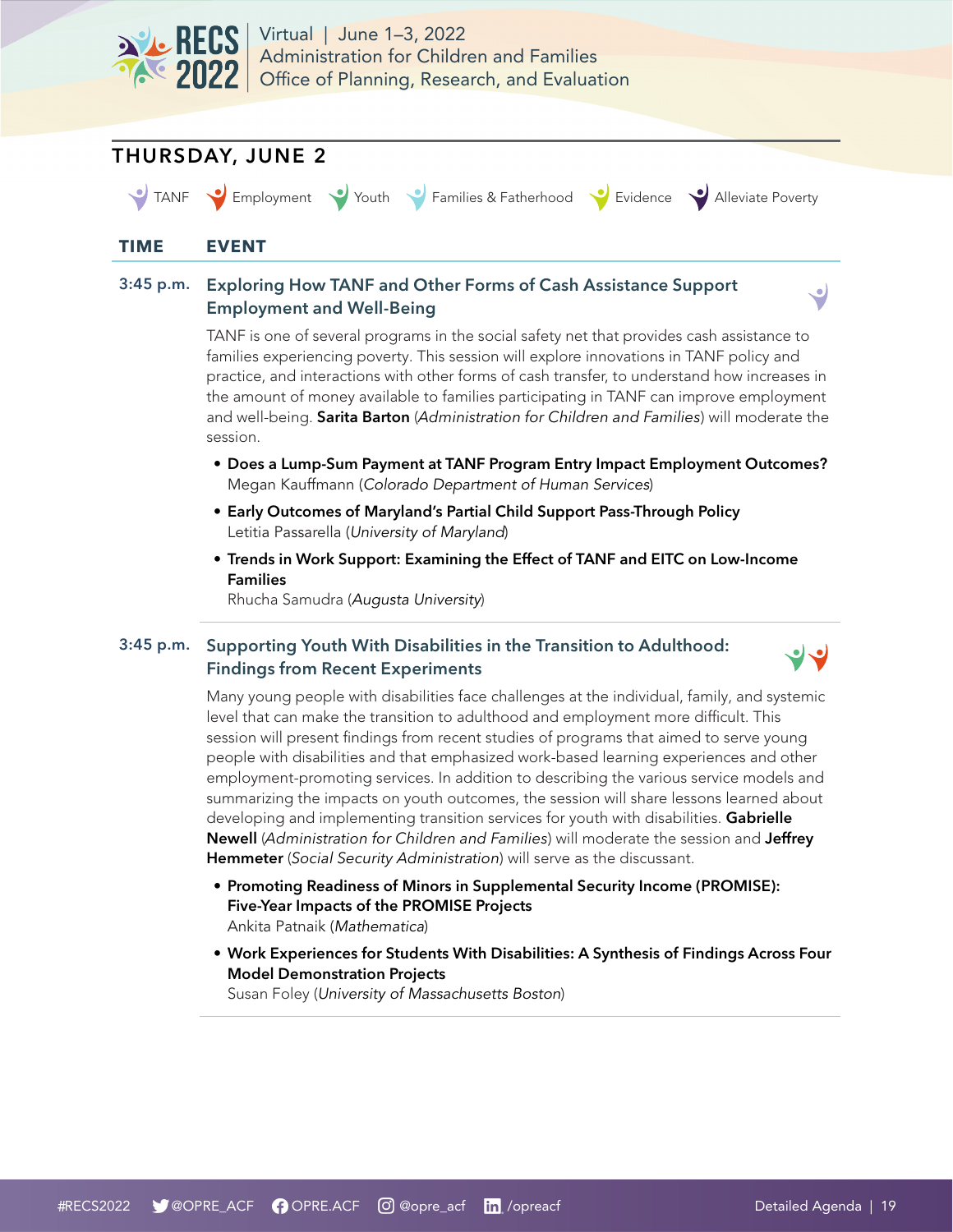## THURSDAY, JUNE 2

TANF | Employment | Youth | Families & Fatherhood | Evidence | Alleviate Poverty

| TIME | EVENT |
|---|---|

**3:45 p.m.**

### Exploring How TANF and Other Forms of Cash Assistance Support Employment and Well-Being

TANF is one of several programs in the social safety net that provides cash assistance to families experiencing poverty. This session will explore innovations in TANF policy and practice, and interactions with other forms of cash transfer, to understand how increases in the amount of money available to families participating in TANF can improve employment and well-being. **Sarita Barton** (*Administration for Children and Families*) will moderate the session.

- **Does a Lump-Sum Payment at TANF Program Entry Impact Employment Outcomes?**
  Megan Kauffmann (*Colorado Department of Human Services*)
- **Early Outcomes of Maryland's Partial Child Support Pass-Through Policy**
  Letitia Passarella (*University of Maryland*)
- **Trends in Work Support: Examining the Effect of TANF and EITC on Low-Income Families**
  Rhucha Samudra (*Augusta University*)

**3:45 p.m.**

### Supporting Youth With Disabilities in the Transition to Adulthood: Findings from Recent Experiments

Many young people with disabilities face challenges at the individual, family, and systemic level that can make the transition to adulthood and employment more difficult. This session will present findings from recent studies of programs that aimed to serve young people with disabilities and that emphasized work-based learning experiences and other employment-promoting services. In addition to describing the various service models and summarizing the impacts on youth outcomes, the session will share lessons learned about developing and implementing transition services for youth with disabilities. **Gabrielle Newell** (*Administration for Children and Families*) will moderate the session and **Jeffrey Hemmeter** (*Social Security Administration*) will serve as the discussant.

- **Promoting Readiness of Minors in Supplemental Security Income (PROMISE): Five-Year Impacts of the PROMISE Projects**
  Ankita Patnaik (*Mathematica*)
- **Work Experiences for Students With Disabilities: A Synthesis of Findings Across Four Model Demonstration Projects**
  Susan Foley (*University of Massachusetts Boston*)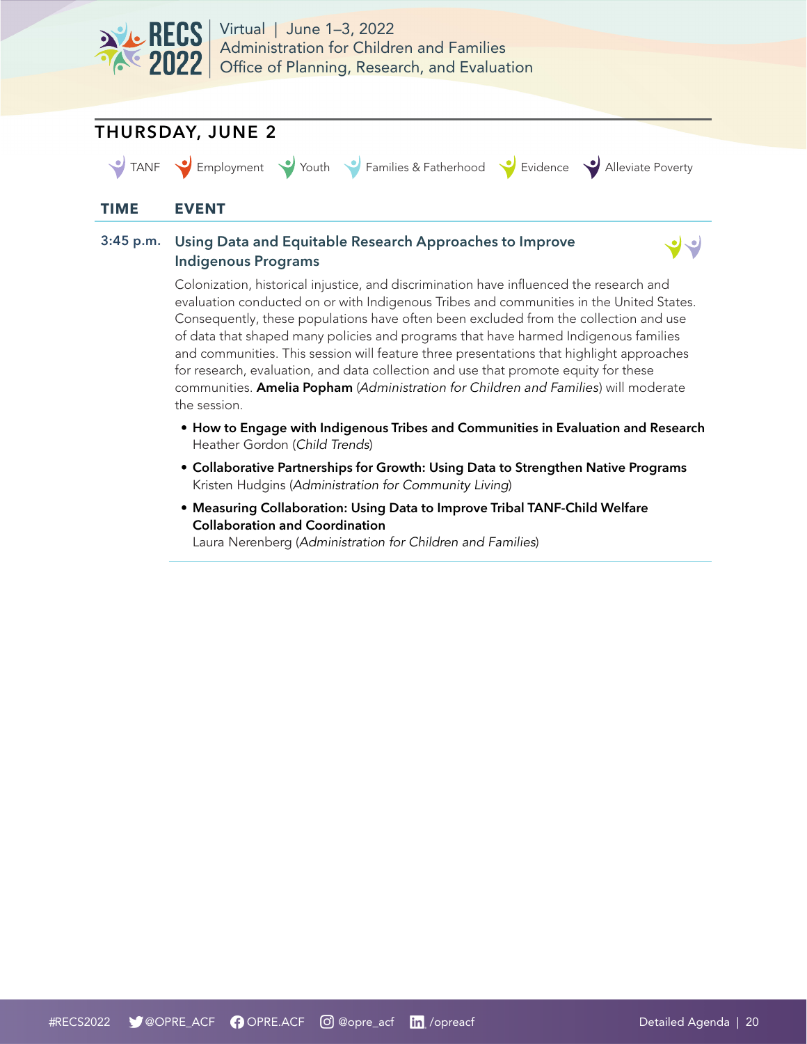## THURSDAY, JUNE 2

TANF | Employment | Youth | Families & Fatherhood | Evidence | Alleviate Poverty

| TIME | EVENT |
| --- | --- |
| 3:45 p.m. | **Using Data and Equitable Research Approaches to Improve Indigenous Programs** |

Colonization, historical injustice, and discrimination have influenced the research and evaluation conducted on or with Indigenous Tribes and communities in the United States. Consequently, these populations have often been excluded from the collection and use of data that shaped many policies and programs that have harmed Indigenous families and communities. This session will feature three presentations that highlight approaches for research, evaluation, and data collection and use that promote equity for these communities. **Amelia Popham** (*Administration for Children and Families*) will moderate the session.

- **How to Engage with Indigenous Tribes and Communities in Evaluation and Research**
  Heather Gordon (*Child Trends*)
- **Collaborative Partnerships for Growth: Using Data to Strengthen Native Programs**
  Kristen Hudgins (*Administration for Community Living*)
- **Measuring Collaboration: Using Data to Improve Tribal TANF-Child Welfare Collaboration and Coordination**
  Laura Nerenberg (*Administration for Children and Families*)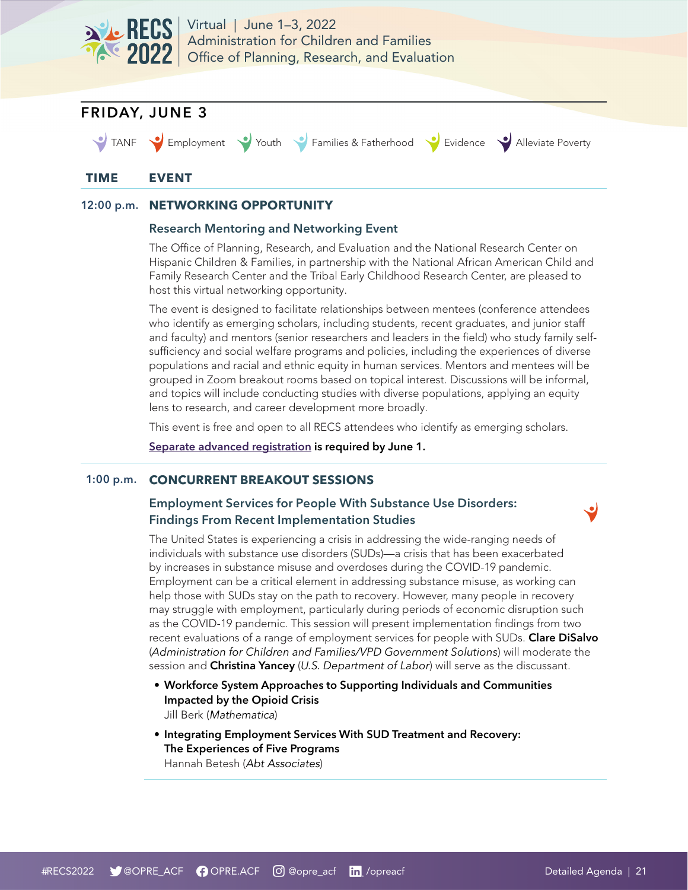## FRIDAY, JUNE 3

TANF | Employment | Youth | Families & Fatherhood | Evidence | Alleviate Poverty

| TIME | EVENT |
|---|---|

**12:00 p.m. NETWORKING OPPORTUNITY**

### Research Mentoring and Networking Event

The Office of Planning, Research, and Evaluation and the National Research Center on Hispanic Children & Families, in partnership with the National African American Child and Family Research Center and the Tribal Early Childhood Research Center, are pleased to host this virtual networking opportunity.

The event is designed to facilitate relationships between mentees (conference attendees who identify as emerging scholars, including students, recent graduates, and junior staff and faculty) and mentors (senior researchers and leaders in the field) who study family self-sufficiency and social welfare programs and policies, including the experiences of diverse populations and racial and ethnic equity in human services. Mentors and mentees will be grouped in Zoom breakout rooms based on topical interest. Discussions will be informal, and topics will include conducting studies with diverse populations, applying an equity lens to research, and career development more broadly.

This event is free and open to all RECS attendees who identify as emerging scholars.

Separate advanced registration **is required by June 1.**

**1:00 p.m. CONCURRENT BREAKOUT SESSIONS**

### Employment Services for People With Substance Use Disorders: Findings From Recent Implementation Studies

The United States is experiencing a crisis in addressing the wide-ranging needs of individuals with substance use disorders (SUDs)—a crisis that has been exacerbated by increases in substance misuse and overdoses during the COVID-19 pandemic. Employment can be a critical element in addressing substance misuse, as working can help those with SUDs stay on the path to recovery. However, many people in recovery may struggle with employment, particularly during periods of economic disruption such as the COVID-19 pandemic. This session will present implementation findings from two recent evaluations of a range of employment services for people with SUDs. **Clare DiSalvo** (*Administration for Children and Families/VPD Government Solutions*) will moderate the session and **Christina Yancey** (*U.S. Department of Labor*) will serve as the discussant.

- **Workforce System Approaches to Supporting Individuals and Communities Impacted by the Opioid Crisis**
  Jill Berk (*Mathematica*)
- **Integrating Employment Services With SUD Treatment and Recovery: The Experiences of Five Programs**
  Hannah Betesh (*Abt Associates*)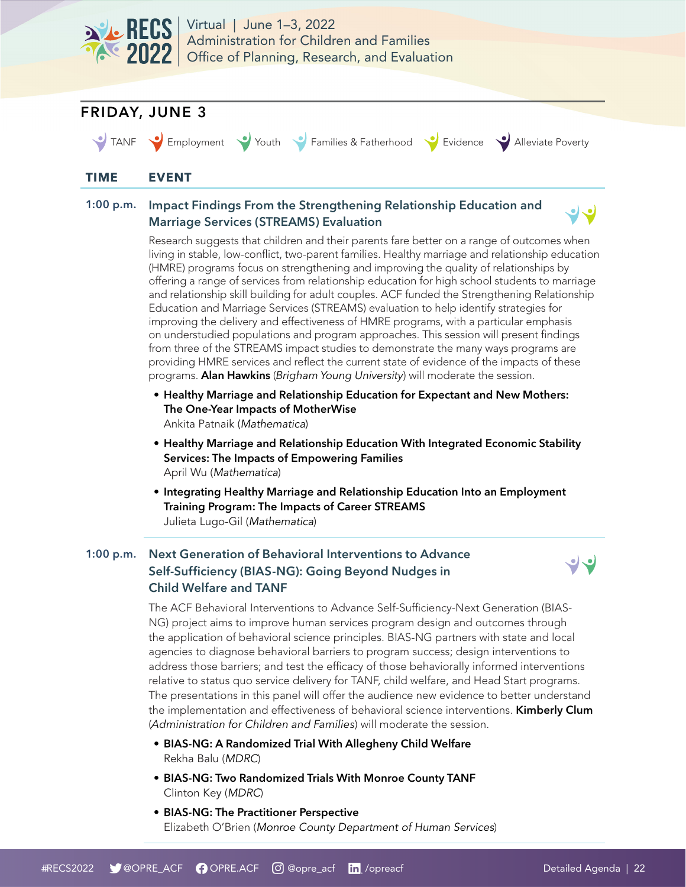## FRIDAY, JUNE 3

TANF | Employment | Youth | Families & Fatherhood | Evidence | Alleviate Poverty

| TIME | EVENT |
|---|---|

**1:00 p.m.**

### Impact Findings From the Strengthening Relationship Education and Marriage Services (STREAMS) Evaluation

Research suggests that children and their parents fare better on a range of outcomes when living in stable, low-conflict, two-parent families. Healthy marriage and relationship education (HMRE) programs focus on strengthening and improving the quality of relationships by offering a range of services from relationship education for high school students to marriage and relationship skill building for adult couples. ACF funded the Strengthening Relationship Education and Marriage Services (STREAMS) evaluation to help identify strategies for improving the delivery and effectiveness of HMRE programs, with a particular emphasis on understudied populations and program approaches. This session will present findings from three of the STREAMS impact studies to demonstrate the many ways programs are providing HMRE services and reflect the current state of evidence of the impacts of these programs. **Alan Hawkins** (*Brigham Young University*) will moderate the session.

- **Healthy Marriage and Relationship Education for Expectant and New Mothers: The One-Year Impacts of MotherWise**
  Ankita Patnaik (*Mathematica*)
- **Healthy Marriage and Relationship Education With Integrated Economic Stability Services: The Impacts of Empowering Families**
  April Wu (*Mathematica*)
- **Integrating Healthy Marriage and Relationship Education Into an Employment Training Program: The Impacts of Career STREAMS**
  Julieta Lugo-Gil (*Mathematica*)

**1:00 p.m.**

### Next Generation of Behavioral Interventions to Advance Self-Sufficiency (BIAS-NG): Going Beyond Nudges in Child Welfare and TANF

The ACF Behavioral Interventions to Advance Self-Sufficiency-Next Generation (BIAS-NG) project aims to improve human services program design and outcomes through the application of behavioral science principles. BIAS-NG partners with state and local agencies to diagnose behavioral barriers to program success; design interventions to address those barriers; and test the efficacy of those behaviorally informed interventions relative to status quo service delivery for TANF, child welfare, and Head Start programs. The presentations in this panel will offer the audience new evidence to better understand the implementation and effectiveness of behavioral science interventions. **Kimberly Clum** (*Administration for Children and Families*) will moderate the session.

- **BIAS-NG: A Randomized Trial With Allegheny Child Welfare**
  Rekha Balu (*MDRC*)
- **BIAS-NG: Two Randomized Trials With Monroe County TANF**
  Clinton Key (*MDRC*)
- **BIAS-NG: The Practitioner Perspective**
  Elizabeth O'Brien (*Monroe County Department of Human Services*)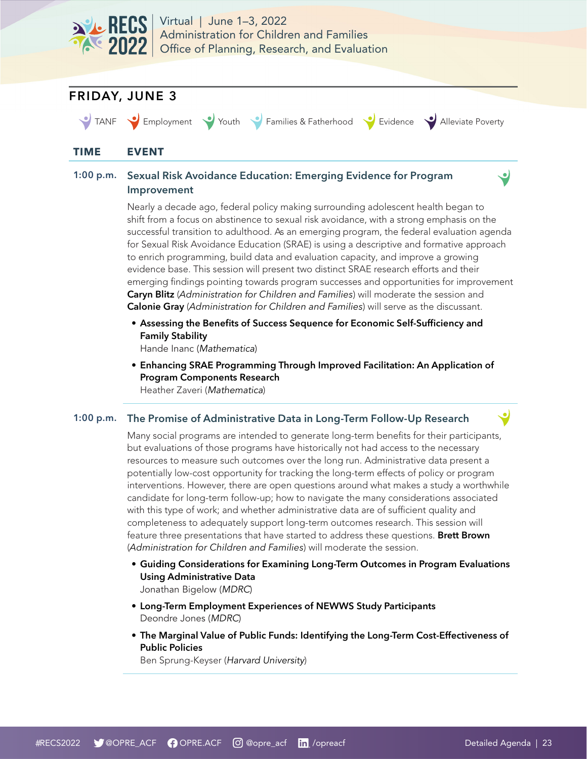## FRIDAY, JUNE 3

TANF | Employment | Youth | Families & Fatherhood | Evidence | Alleviate Poverty

| TIME | EVENT |
|---|---|

**1:00 p.m.**

### Sexual Risk Avoidance Education: Emerging Evidence for Program Improvement

Nearly a decade ago, federal policy making surrounding adolescent health began to shift from a focus on abstinence to sexual risk avoidance, with a strong emphasis on the successful transition to adulthood. As an emerging program, the federal evaluation agenda for Sexual Risk Avoidance Education (SRAE) is using a descriptive and formative approach to enrich programming, build data and evaluation capacity, and improve a growing evidence base. This session will present two distinct SRAE research efforts and their emerging findings pointing towards program successes and opportunities for improvement **Caryn Blitz** (*Administration for Children and Families*) will moderate the session and **Calonie Gray** (*Administration for Children and Families*) will serve as the discussant.

- **Assessing the Benefits of Success Sequence for Economic Self-Sufficiency and Family Stability**
  Hande Inanc (*Mathematica*)
- **Enhancing SRAE Programming Through Improved Facilitation: An Application of Program Components Research**
  Heather Zaveri (*Mathematica*)

**1:00 p.m.**

### The Promise of Administrative Data in Long-Term Follow-Up Research

Many social programs are intended to generate long-term benefits for their participants, but evaluations of those programs have historically not had access to the necessary resources to measure such outcomes over the long run. Administrative data present a potentially low-cost opportunity for tracking the long-term effects of policy or program interventions. However, there are open questions around what makes a study a worthwhile candidate for long-term follow-up; how to navigate the many considerations associated with this type of work; and whether administrative data are of sufficient quality and completeness to adequately support long-term outcomes research. This session will feature three presentations that have started to address these questions. **Brett Brown** (*Administration for Children and Families*) will moderate the session.

- **Guiding Considerations for Examining Long-Term Outcomes in Program Evaluations Using Administrative Data**
  Jonathan Bigelow (*MDRC*)
- **Long-Term Employment Experiences of NEWWS Study Participants**
  Deondre Jones (*MDRC*)
- **The Marginal Value of Public Funds: Identifying the Long-Term Cost-Effectiveness of Public Policies**
  Ben Sprung-Keyser (*Harvard University*)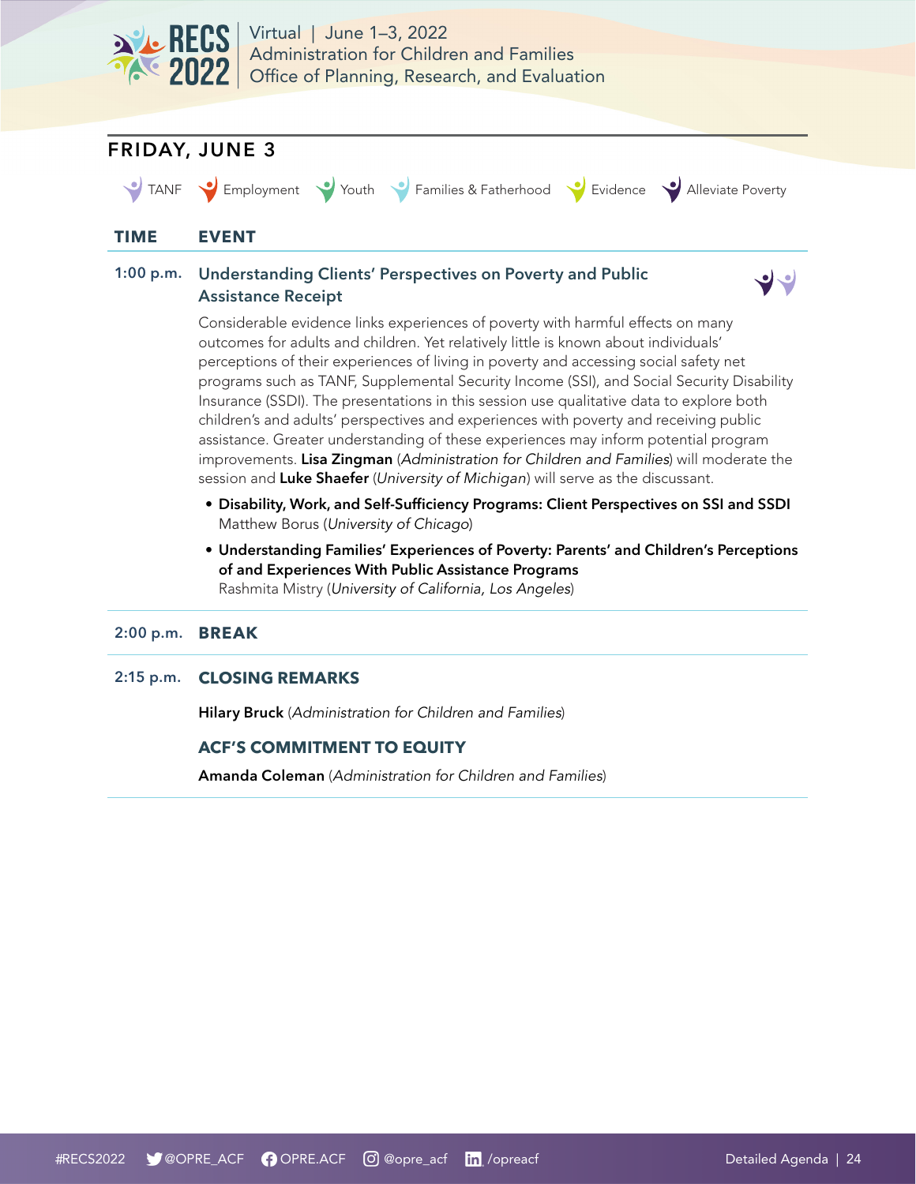## FRIDAY, JUNE 3

TANF | Employment | Youth | Families & Fatherhood | Evidence | Alleviate Poverty

| TIME | EVENT |
|---|---|
| 1:00 p.m. | **Understanding Clients' Perspectives on Poverty and Public Assistance Receipt** |
| 2:00 p.m. | **BREAK** |
| 2:15 p.m. | **CLOSING REMARKS** |

### 1:00 p.m. Understanding Clients' Perspectives on Poverty and Public Assistance Receipt

Considerable evidence links experiences of poverty with harmful effects on many outcomes for adults and children. Yet relatively little is known about individuals' perceptions of their experiences of living in poverty and accessing social safety net programs such as TANF, Supplemental Security Income (SSI), and Social Security Disability Insurance (SSDI). The presentations in this session use qualitative data to explore both children's and adults' perspectives and experiences with poverty and receiving public assistance. Greater understanding of these experiences may inform potential program improvements. **Lisa Zingman** (*Administration for Children and Families*) will moderate the session and **Luke Shaefer** (*University of Michigan*) will serve as the discussant.

- **Disability, Work, and Self-Sufficiency Programs: Client Perspectives on SSI and SSDI**
  Matthew Borus (*University of Chicago*)
- **Understanding Families' Experiences of Poverty: Parents' and Children's Perceptions of and Experiences With Public Assistance Programs**
  Rashmita Mistry (*University of California, Los Angeles*)

### 2:00 p.m. BREAK

### 2:15 p.m. CLOSING REMARKS

**Hilary Bruck** (*Administration for Children and Families*)

### ACF'S COMMITMENT TO EQUITY

**Amanda Coleman** (*Administration for Children and Families*)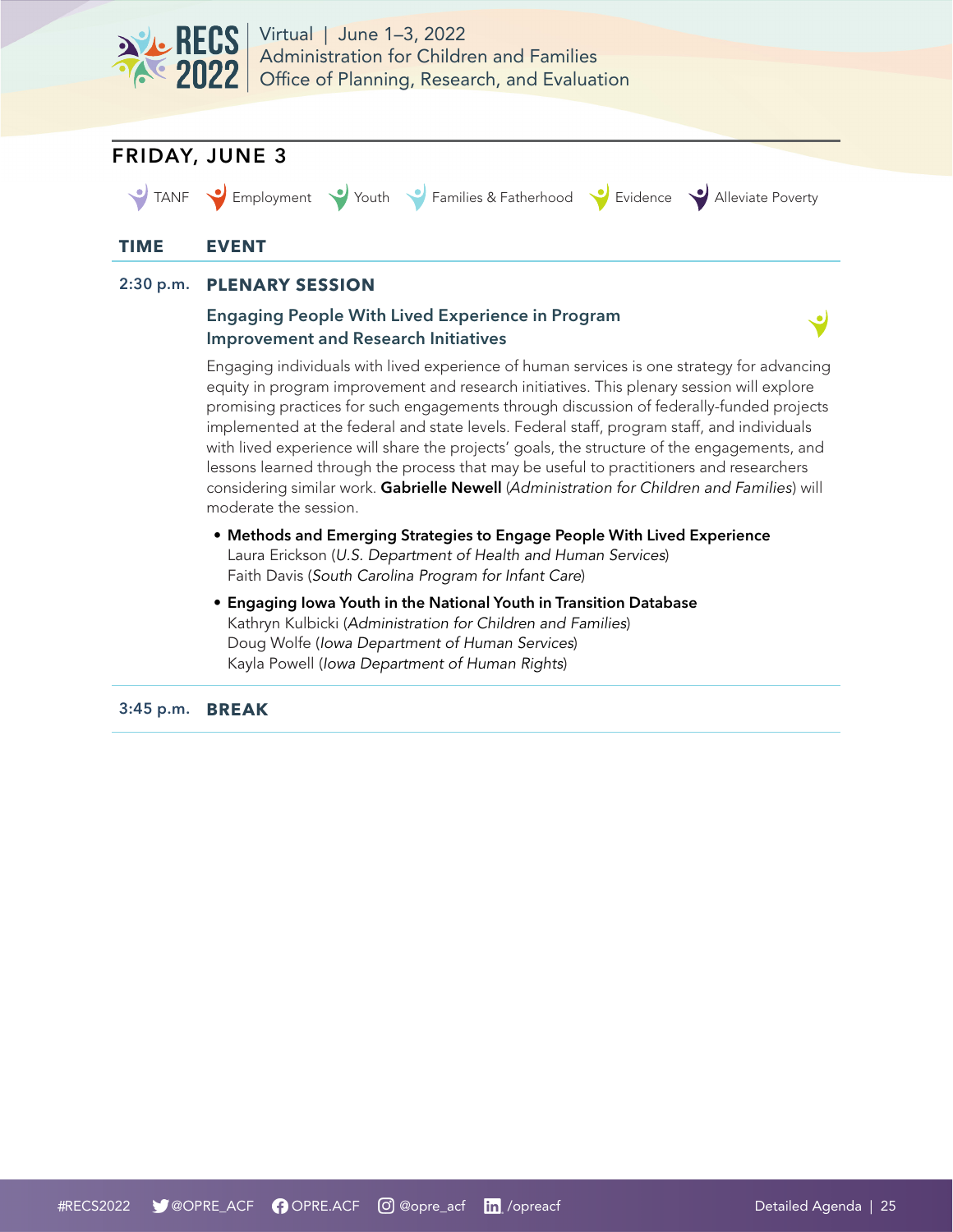## FRIDAY, JUNE 3

TANF | Employment | Youth | Families & Fatherhood | Evidence | Alleviate Poverty

| TIME | EVENT |
|---|---|
| 2:30 p.m. | **PLENARY SESSION** |

### Engaging People With Lived Experience in Program Improvement and Research Initiatives

Engaging individuals with lived experience of human services is one strategy for advancing equity in program improvement and research initiatives. This plenary session will explore promising practices for such engagements through discussion of federally-funded projects implemented at the federal and state levels. Federal staff, program staff, and individuals with lived experience will share the projects' goals, the structure of the engagements, and lessons learned through the process that may be useful to practitioners and researchers considering similar work. **Gabrielle Newell** (*Administration for Children and Families*) will moderate the session.

- **Methods and Emerging Strategies to Engage People With Lived Experience**
  Laura Erickson (*U.S. Department of Health and Human Services*)
  Faith Davis (*South Carolina Program for Infant Care*)
- **Engaging Iowa Youth in the National Youth in Transition Database**
  Kathryn Kulbicki (*Administration for Children and Families*)
  Doug Wolfe (*Iowa Department of Human Services*)
  Kayla Powell (*Iowa Department of Human Rights*)

| | |
|---|---|
| 3:45 p.m. | **BREAK** |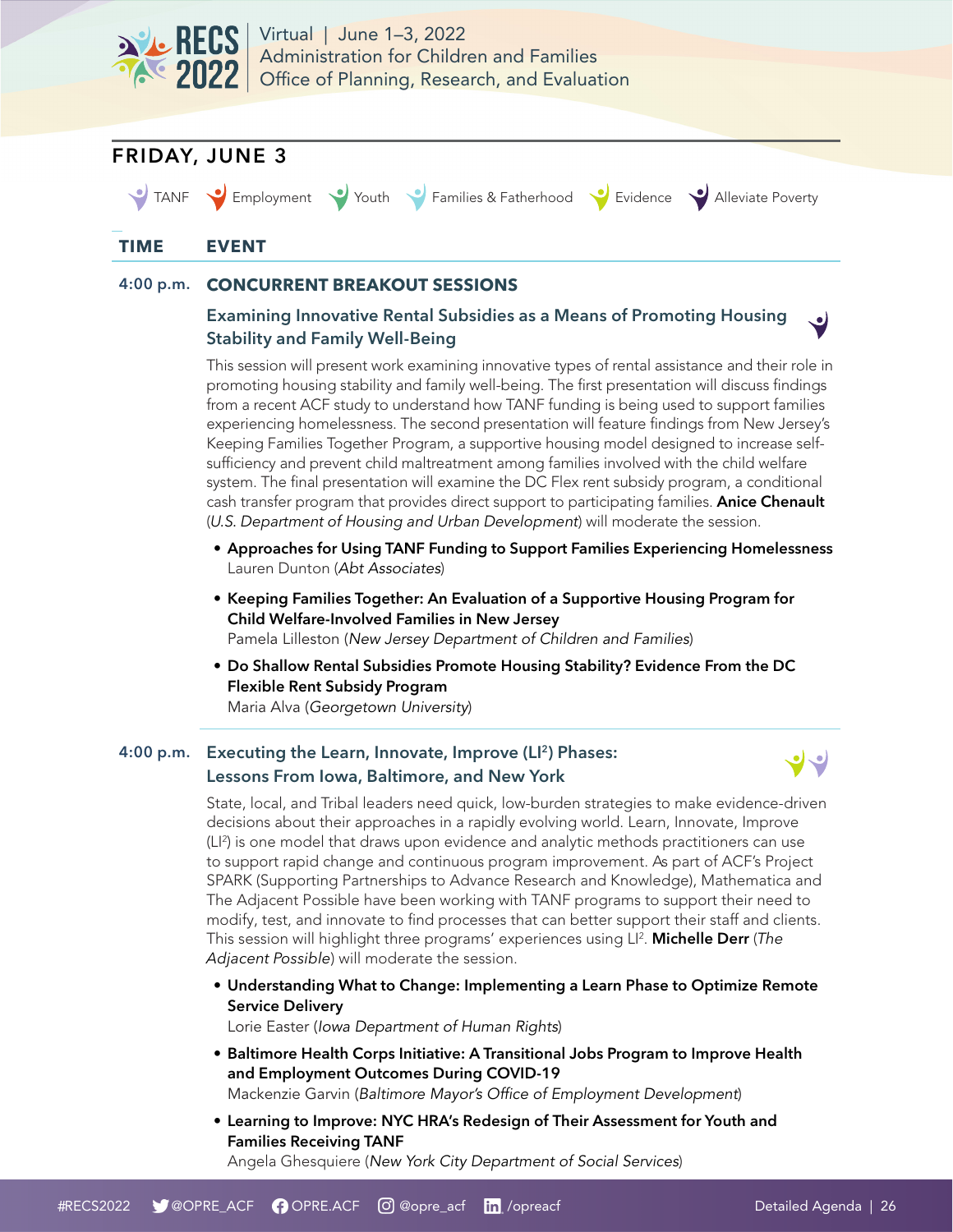## FRIDAY, JUNE 3

TANF | Employment | Youth | Families & Fatherhood | Evidence | Alleviate Poverty

| TIME | EVENT |
|---|---|

**4:00 p.m.** **CONCURRENT BREAKOUT SESSIONS**

### Examining Innovative Rental Subsidies as a Means of Promoting Housing Stability and Family Well-Being

This session will present work examining innovative types of rental assistance and their role in promoting housing stability and family well-being. The first presentation will discuss findings from a recent ACF study to understand how TANF funding is being used to support families experiencing homelessness. The second presentation will feature findings from New Jersey's Keeping Families Together Program, a supportive housing model designed to increase self-sufficiency and prevent child maltreatment among families involved with the child welfare system. The final presentation will examine the DC Flex rent subsidy program, a conditional cash transfer program that provides direct support to participating families. **Anice Chenault** (*U.S. Department of Housing and Urban Development*) will moderate the session.

- **Approaches for Using TANF Funding to Support Families Experiencing Homelessness**
  Lauren Dunton (*Abt Associates*)
- **Keeping Families Together: An Evaluation of a Supportive Housing Program for Child Welfare-Involved Families in New Jersey**
  Pamela Lilleston (*New Jersey Department of Children and Families*)
- **Do Shallow Rental Subsidies Promote Housing Stability? Evidence From the DC Flexible Rent Subsidy Program**
  Maria Alva (*Georgetown University*)

**4:00 p.m.**

### Executing the Learn, Innovate, Improve (LI²) Phases: Lessons From Iowa, Baltimore, and New York

State, local, and Tribal leaders need quick, low-burden strategies to make evidence-driven decisions about their approaches in a rapidly evolving world. Learn, Innovate, Improve (LI²) is one model that draws upon evidence and analytic methods practitioners can use to support rapid change and continuous program improvement. As part of ACF's Project SPARK (Supporting Partnerships to Advance Research and Knowledge), Mathematica and The Adjacent Possible have been working with TANF programs to support their need to modify, test, and innovate to find processes that can better support their staff and clients. This session will highlight three programs' experiences using LI². **Michelle Derr** (*The Adjacent Possible*) will moderate the session.

- **Understanding What to Change: Implementing a Learn Phase to Optimize Remote Service Delivery**
  Lorie Easter (*Iowa Department of Human Rights*)
- **Baltimore Health Corps Initiative: A Transitional Jobs Program to Improve Health and Employment Outcomes During COVID-19**
  Mackenzie Garvin (*Baltimore Mayor's Office of Employment Development*)
- **Learning to Improve: NYC HRA's Redesign of Their Assessment for Youth and Families Receiving TANF**
  Angela Ghesquiere (*New York City Department of Social Services*)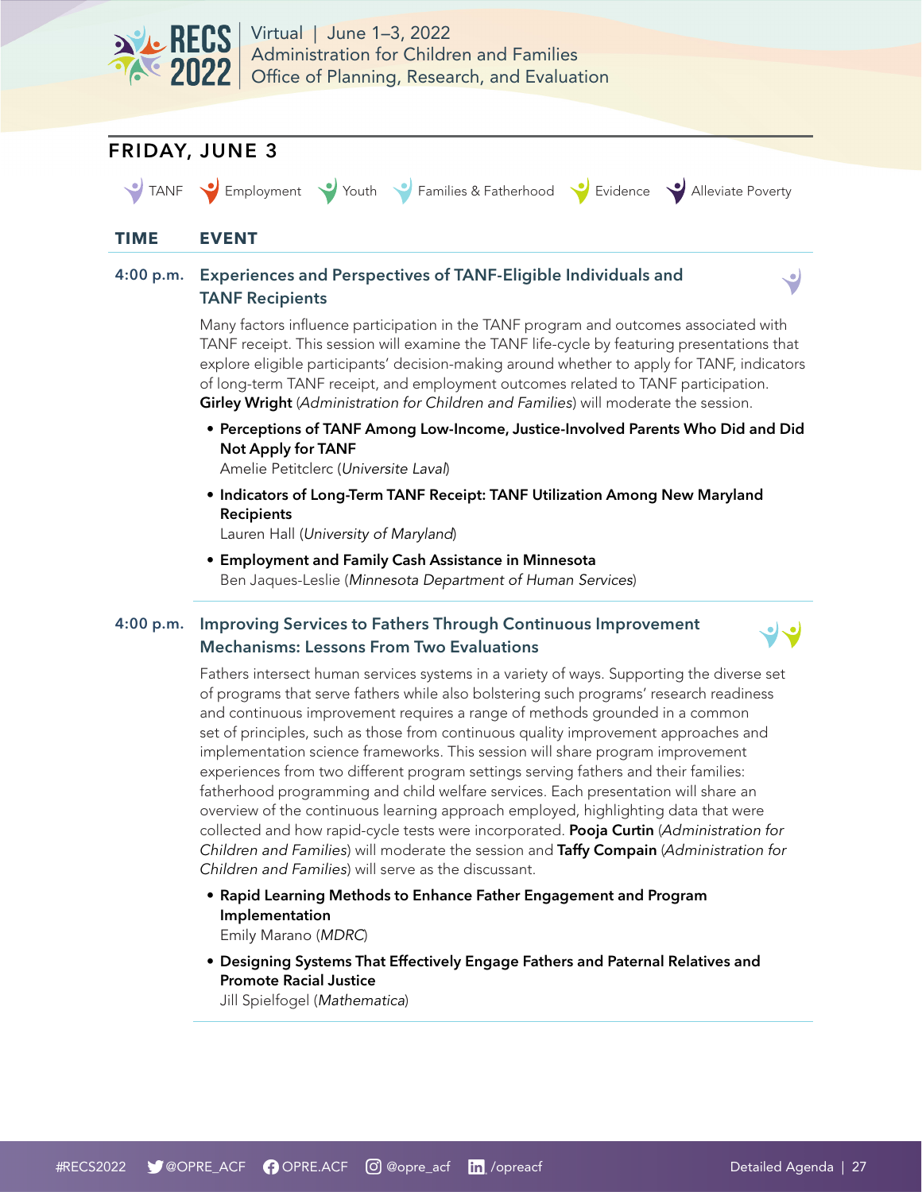## FRIDAY, JUNE 3

TANF | Employment | Youth | Families & Fatherhood | Evidence | Alleviate Poverty

| TIME | EVENT |
|---|---|

**4:00 p.m.**

### Experiences and Perspectives of TANF-Eligible Individuals and TANF Recipients

Many factors influence participation in the TANF program and outcomes associated with TANF receipt. This session will examine the TANF life-cycle by featuring presentations that explore eligible participants' decision-making around whether to apply for TANF, indicators of long-term TANF receipt, and employment outcomes related to TANF participation. **Girley Wright** (*Administration for Children and Families*) will moderate the session.

- **Perceptions of TANF Among Low-Income, Justice-Involved Parents Who Did and Did Not Apply for TANF**
  Amelie Petitclerc (*Universite Laval*)
- **Indicators of Long-Term TANF Receipt: TANF Utilization Among New Maryland Recipients**
  Lauren Hall (*University of Maryland*)
- **Employment and Family Cash Assistance in Minnesota**
  Ben Jaques-Leslie (*Minnesota Department of Human Services*)

**4:00 p.m.**

### Improving Services to Fathers Through Continuous Improvement Mechanisms: Lessons From Two Evaluations

Fathers intersect human services systems in a variety of ways. Supporting the diverse set of programs that serve fathers while also bolstering such programs' research readiness and continuous improvement requires a range of methods grounded in a common set of principles, such as those from continuous quality improvement approaches and implementation science frameworks. This session will share program improvement experiences from two different program settings serving fathers and their families: fatherhood programming and child welfare services. Each presentation will share an overview of the continuous learning approach employed, highlighting data that were collected and how rapid-cycle tests were incorporated. **Pooja Curtin** (*Administration for Children and Families*) will moderate the session and **Taffy Compain** (*Administration for Children and Families*) will serve as the discussant.

- **Rapid Learning Methods to Enhance Father Engagement and Program Implementation**
  Emily Marano (*MDRC*)
- **Designing Systems That Effectively Engage Fathers and Paternal Relatives and Promote Racial Justice**
  Jill Spielfogel (*Mathematica*)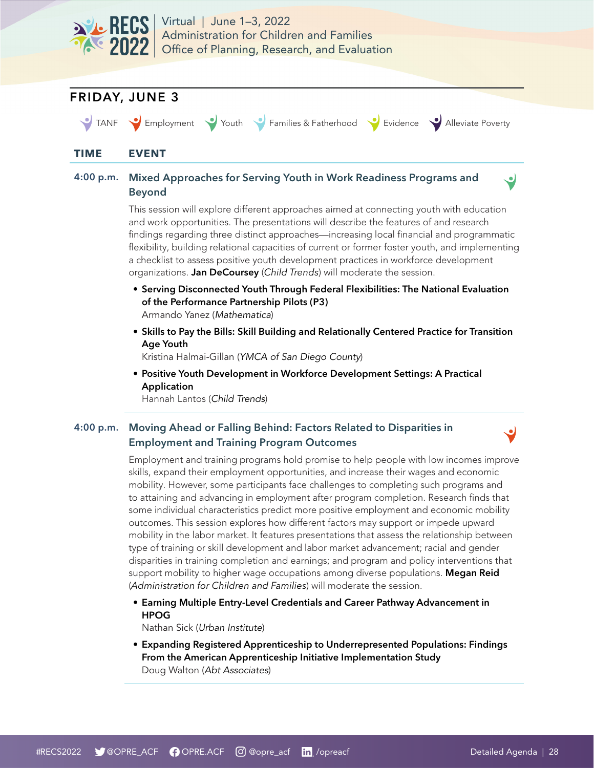## FRIDAY, JUNE 3

TANF | Employment | Youth | Families & Fatherhood | Evidence | Alleviate Poverty

**TIME** | **EVENT**

### 4:00 p.m. — Mixed Approaches for Serving Youth in Work Readiness Programs and Beyond

This session will explore different approaches aimed at connecting youth with education and work opportunities. The presentations will describe the features of and research findings regarding three distinct approaches—increasing local financial and programmatic flexibility, building relational capacities of current or former foster youth, and implementing a checklist to assess positive youth development practices in workforce development organizations. **Jan DeCoursey** (*Child Trends*) will moderate the session.

- **Serving Disconnected Youth Through Federal Flexibilities: The National Evaluation of the Performance Partnership Pilots (P3)**
  Armando Yanez (*Mathematica*)
- **Skills to Pay the Bills: Skill Building and Relationally Centered Practice for Transition Age Youth**
  Kristina Halmai-Gillan (*YMCA of San Diego County*)
- **Positive Youth Development in Workforce Development Settings: A Practical Application**
  Hannah Lantos (*Child Trends*)

### 4:00 p.m. — Moving Ahead or Falling Behind: Factors Related to Disparities in Employment and Training Program Outcomes

Employment and training programs hold promise to help people with low incomes improve skills, expand their employment opportunities, and increase their wages and economic mobility. However, some participants face challenges to completing such programs and to attaining and advancing in employment after program completion. Research finds that some individual characteristics predict more positive employment and economic mobility outcomes. This session explores how different factors may support or impede upward mobility in the labor market. It features presentations that assess the relationship between type of training or skill development and labor market advancement; racial and gender disparities in training completion and earnings; and program and policy interventions that support mobility to higher wage occupations among diverse populations. **Megan Reid** (*Administration for Children and Families*) will moderate the session.

- **Earning Multiple Entry-Level Credentials and Career Pathway Advancement in HPOG**
  Nathan Sick (*Urban Institute*)
- **Expanding Registered Apprenticeship to Underrepresented Populations: Findings From the American Apprenticeship Initiative Implementation Study**
  Doug Walton (*Abt Associates*)